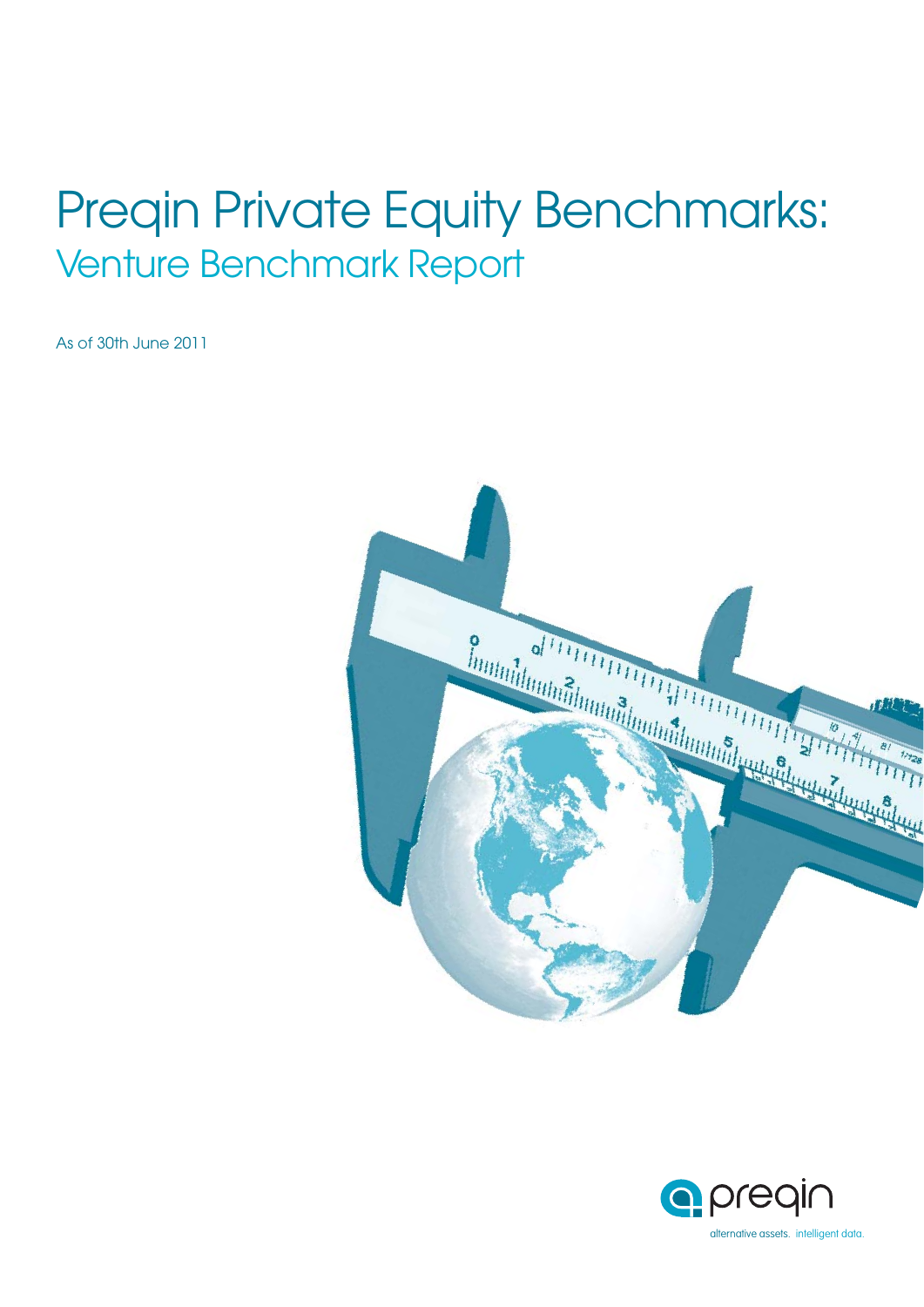# Preqin Private Equity Benchmarks:

## Venture Benchmark Report

As of 30th June 2011

preqin

alternative assets. intelligent data.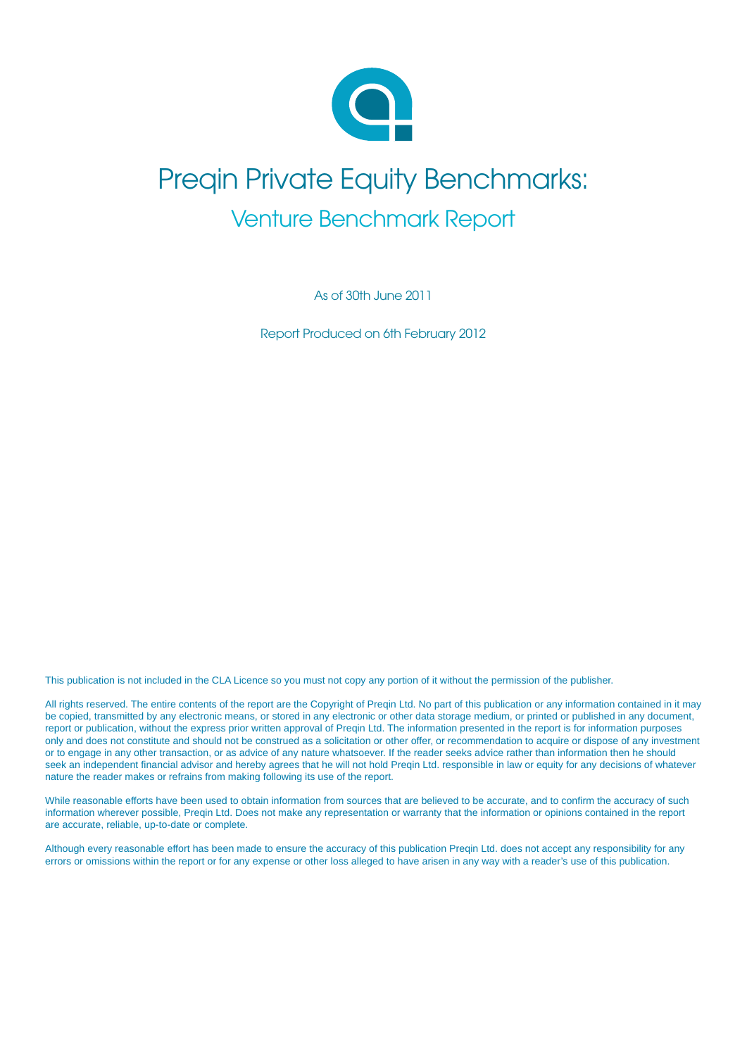# Preqin Private Equity Benchmarks:

## Venture Benchmark Report

As of 30th June 2011

Report Produced on 6th February 2012

This publication is not included in the CLA Licence so you must not copy any portion of it without the permission of the publisher.

All rights reserved. The entire contents of the report are the Copyright of Preqin Ltd. No part of this publication or any information contained in it may be copied, transmitted by any electronic means, or stored in any electronic or other data storage medium, or printed or published in any document, report or publication, without the express prior written approval of Preqin Ltd. The information presented in the report is for information purposes only and does not constitute and should not be construed as a solicitation or other offer, or recommendation to acquire or dispose of any investment or to engage in any other transaction, or as advice of any nature whatsoever. If the reader seeks advice rather than information then he should seek an independent financial advisor and hereby agrees that he will not hold Preqin Ltd. responsible in law or equity for any decisions of whatever nature the reader makes or refrains from making following its use of the report.

While reasonable efforts have been used to obtain information from sources that are believed to be accurate, and to confirm the accuracy of such information wherever possible, Preqin Ltd. Does not make any representation or warranty that the information or opinions contained in the report are accurate, reliable, up-to-date or complete.

Although every reasonable effort has been made to ensure the accuracy of this publication Preqin Ltd. does not accept any responsibility for any errors or omissions within the report or for any expense or other loss alleged to have arisen in any way with a reader's use of this publication.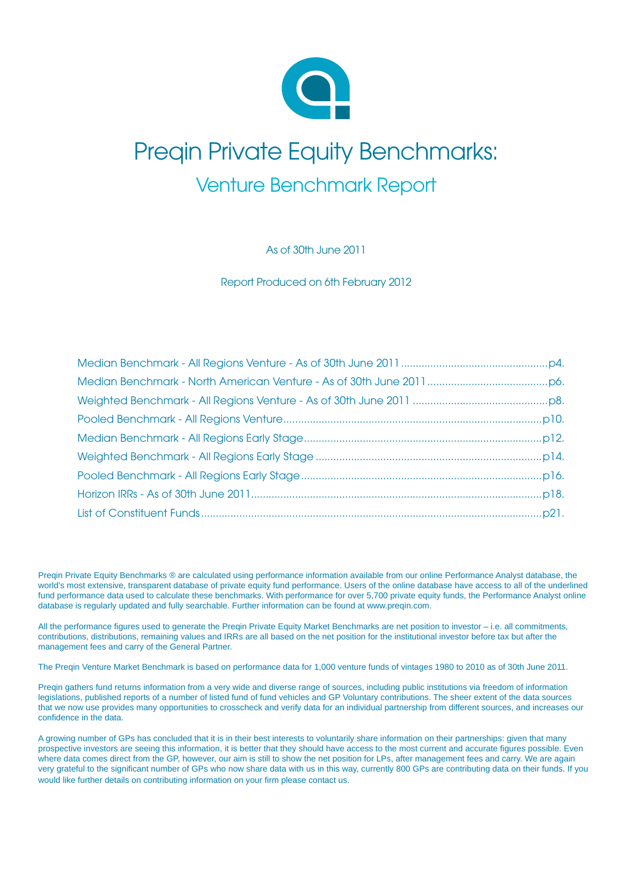# Preqin Private Equity Benchmarks:

## Venture Benchmark Report

As of 30th June 2011

Report Produced on 6th February 2012

- Median Benchmark - All Regions Venture - As of 30th June 2011 ... p4.
- Median Benchmark - North American Venture - As of 30th June 2011 ... p6.
- Weighted Benchmark - All Regions Venture - As of 30th June 2011 ... p8.
- Pooled Benchmark - All Regions Venture ... p10.
- Median Benchmark - All Regions Early Stage ... p12.
- Weighted Benchmark - All Regions Early Stage ... p14.
- Pooled Benchmark - All Regions Early Stage ... p16.
- Horizon IRRs - As of 30th June 2011 ... p18.
- List of Constituent Funds ... p21.

Preqin Private Equity Benchmarks ® are calculated using performance information available from our online Performance Analyst database, the world's most extensive, transparent database of private equity fund performance. Users of the online database have access to all of the underlined fund performance data used to calculate these benchmarks. With performance for over 5,700 private equity funds, the Performance Analyst online database is regularly updated and fully searchable. Further information can be found at www.preqin.com.

All the performance figures used to generate the Preqin Private Equity Market Benchmarks are net position to investor – i.e. all commitments, contributions, distributions, remaining values and IRRs are all based on the net position for the institutional investor before tax but after the management fees and carry of the General Partner.

The Preqin Venture Market Benchmark is based on performance data for 1,000 venture funds of vintages 1980 to 2010 as of 30th June 2011.

Preqin gathers fund returns information from a very wide and diverse range of sources, including public institutions via freedom of information legislations, published reports of a number of listed fund of fund vehicles and GP Voluntary contributions. The sheer extent of the data sources that we now use provides many opportunities to crosscheck and verify data for an individual partnership from different sources, and increases our confidence in the data.

A growing number of GPs has concluded that it is in their best interests to voluntarily share information on their partnerships: given that many prospective investors are seeing this information, it is better that they should have access to the most current and accurate figures possible. Even where data comes direct from the GP, however, our aim is still to show the net position for LPs, after management fees and carry. We are again very grateful to the significant number of GPs who now share data with us in this way, currently 800 GPs are contributing data on their funds. If you would like further details on contributing information on your firm please contact us.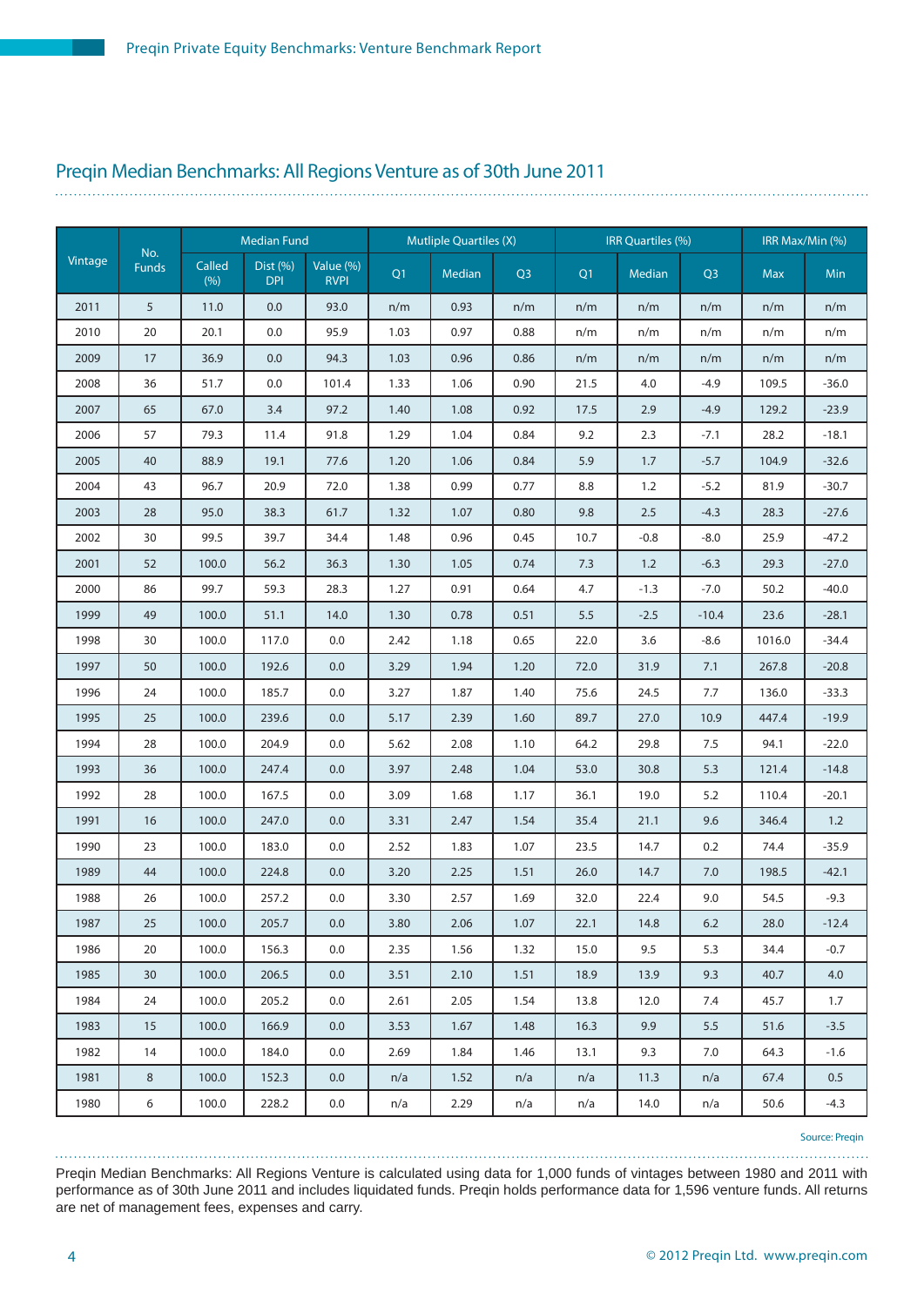## Preqin Median Benchmarks: All Regions Venture as of 30th June 2011

| Vintage | No. Funds | Median Fund | | | Mutliple Quartiles (X) | | | IRR Quartiles (%) | | | IRR Max/Min (%) | |
|---|---|---|---|---|---|---|---|---|---|---|---|---|
| | | Called (%) | Dist (%) DPI | Value (%) RVPI | Q1 | Median | Q3 | Q1 | Median | Q3 | Max | Min |
| 2011 | 5 | 11.0 | 0.0 | 93.0 | n/m | 0.93 | n/m | n/m | n/m | n/m | n/m | n/m |
| 2010 | 20 | 20.1 | 0.0 | 95.9 | 1.03 | 0.97 | 0.88 | n/m | n/m | n/m | n/m | n/m |
| 2009 | 17 | 36.9 | 0.0 | 94.3 | 1.03 | 0.96 | 0.86 | n/m | n/m | n/m | n/m | n/m |
| 2008 | 36 | 51.7 | 0.0 | 101.4 | 1.33 | 1.06 | 0.90 | 21.5 | 4.0 | -4.9 | 109.5 | -36.0 |
| 2007 | 65 | 67.0 | 3.4 | 97.2 | 1.40 | 1.08 | 0.92 | 17.5 | 2.9 | -4.9 | 129.2 | -23.9 |
| 2006 | 57 | 79.3 | 11.4 | 91.8 | 1.29 | 1.04 | 0.84 | 9.2 | 2.3 | -7.1 | 28.2 | -18.1 |
| 2005 | 40 | 88.9 | 19.1 | 77.6 | 1.20 | 1.06 | 0.84 | 5.9 | 1.7 | -5.7 | 104.9 | -32.6 |
| 2004 | 43 | 96.7 | 20.9 | 72.0 | 1.38 | 0.99 | 0.77 | 8.8 | 1.2 | -5.2 | 81.9 | -30.7 |
| 2003 | 28 | 95.0 | 38.3 | 61.7 | 1.32 | 1.07 | 0.80 | 9.8 | 2.5 | -4.3 | 28.3 | -27.6 |
| 2002 | 30 | 99.5 | 39.7 | 34.4 | 1.48 | 0.96 | 0.45 | 10.7 | -0.8 | -8.0 | 25.9 | -47.2 |
| 2001 | 52 | 100.0 | 56.2 | 36.3 | 1.30 | 1.05 | 0.74 | 7.3 | 1.2 | -6.3 | 29.3 | -27.0 |
| 2000 | 86 | 99.7 | 59.3 | 28.3 | 1.27 | 0.91 | 0.64 | 4.7 | -1.3 | -7.0 | 50.2 | -40.0 |
| 1999 | 49 | 100.0 | 51.1 | 14.0 | 1.30 | 0.78 | 0.51 | 5.5 | -2.5 | -10.4 | 23.6 | -28.1 |
| 1998 | 30 | 100.0 | 117.0 | 0.0 | 2.42 | 1.18 | 0.65 | 22.0 | 3.6 | -8.6 | 1016.0 | -34.4 |
| 1997 | 50 | 100.0 | 192.6 | 0.0 | 3.29 | 1.94 | 1.20 | 72.0 | 31.9 | 7.1 | 267.8 | -20.8 |
| 1996 | 24 | 100.0 | 185.7 | 0.0 | 3.27 | 1.87 | 1.40 | 75.6 | 24.5 | 7.7 | 136.0 | -33.3 |
| 1995 | 25 | 100.0 | 239.6 | 0.0 | 5.17 | 2.39 | 1.60 | 89.7 | 27.0 | 10.9 | 447.4 | -19.9 |
| 1994 | 28 | 100.0 | 204.9 | 0.0 | 5.62 | 2.08 | 1.10 | 64.2 | 29.8 | 7.5 | 94.1 | -22.0 |
| 1993 | 36 | 100.0 | 247.4 | 0.0 | 3.97 | 2.48 | 1.04 | 53.0 | 30.8 | 5.3 | 121.4 | -14.8 |
| 1992 | 28 | 100.0 | 167.5 | 0.0 | 3.09 | 1.68 | 1.17 | 36.1 | 19.0 | 5.2 | 110.4 | -20.1 |
| 1991 | 16 | 100.0 | 247.0 | 0.0 | 3.31 | 2.47 | 1.54 | 35.4 | 21.1 | 9.6 | 346.4 | 1.2 |
| 1990 | 23 | 100.0 | 183.0 | 0.0 | 2.52 | 1.83 | 1.07 | 23.5 | 14.7 | 0.2 | 74.4 | -35.9 |
| 1989 | 44 | 100.0 | 224.8 | 0.0 | 3.20 | 2.25 | 1.51 | 26.0 | 14.7 | 7.0 | 198.5 | -42.1 |
| 1988 | 26 | 100.0 | 257.2 | 0.0 | 3.30 | 2.57 | 1.69 | 32.0 | 22.4 | 9.0 | 54.5 | -9.3 |
| 1987 | 25 | 100.0 | 205.7 | 0.0 | 3.80 | 2.06 | 1.07 | 22.1 | 14.8 | 6.2 | 28.0 | -12.4 |
| 1986 | 20 | 100.0 | 156.3 | 0.0 | 2.35 | 1.56 | 1.32 | 15.0 | 9.5 | 5.3 | 34.4 | -0.7 |
| 1985 | 30 | 100.0 | 206.5 | 0.0 | 3.51 | 2.10 | 1.51 | 18.9 | 13.9 | 9.3 | 40.7 | 4.0 |
| 1984 | 24 | 100.0 | 205.2 | 0.0 | 2.61 | 2.05 | 1.54 | 13.8 | 12.0 | 7.4 | 45.7 | 1.7 |
| 1983 | 15 | 100.0 | 166.9 | 0.0 | 3.53 | 1.67 | 1.48 | 16.3 | 9.9 | 5.5 | 51.6 | -3.5 |
| 1982 | 14 | 100.0 | 184.0 | 0.0 | 2.69 | 1.84 | 1.46 | 13.1 | 9.3 | 7.0 | 64.3 | -1.6 |
| 1981 | 8 | 100.0 | 152.3 | 0.0 | n/a | 1.52 | n/a | n/a | 11.3 | n/a | 67.4 | 0.5 |
| 1980 | 6 | 100.0 | 228.2 | 0.0 | n/a | 2.29 | n/a | n/a | 14.0 | n/a | 50.6 | -4.3 |

Source: Preqin

Preqin Median Benchmarks: All Regions Venture is calculated using data for 1,000 funds of vintages between 1980 and 2011 with performance as of 30th June 2011 and includes liquidated funds. Preqin holds performance data for 1,596 venture funds. All returns are net of management fees, expenses and carry.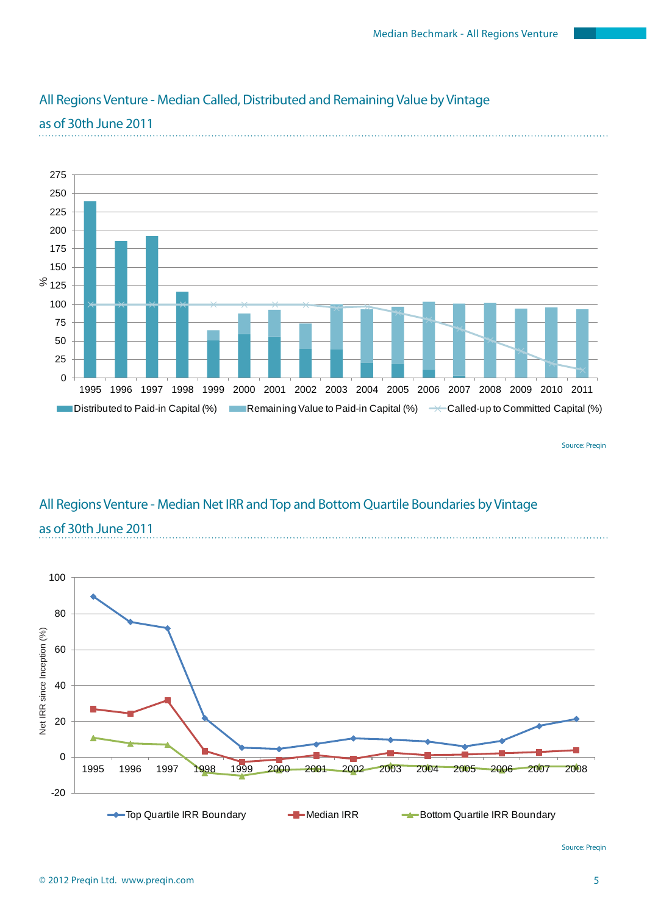## All Regions Venture - Median Called, Distributed and Remaining Value by Vintage as of 30th June 2011

Source: Preqin

## All Regions Venture - Median Net IRR and Top and Bottom Quartile Boundaries by Vintage as of 30th June 2011

Source: Preqin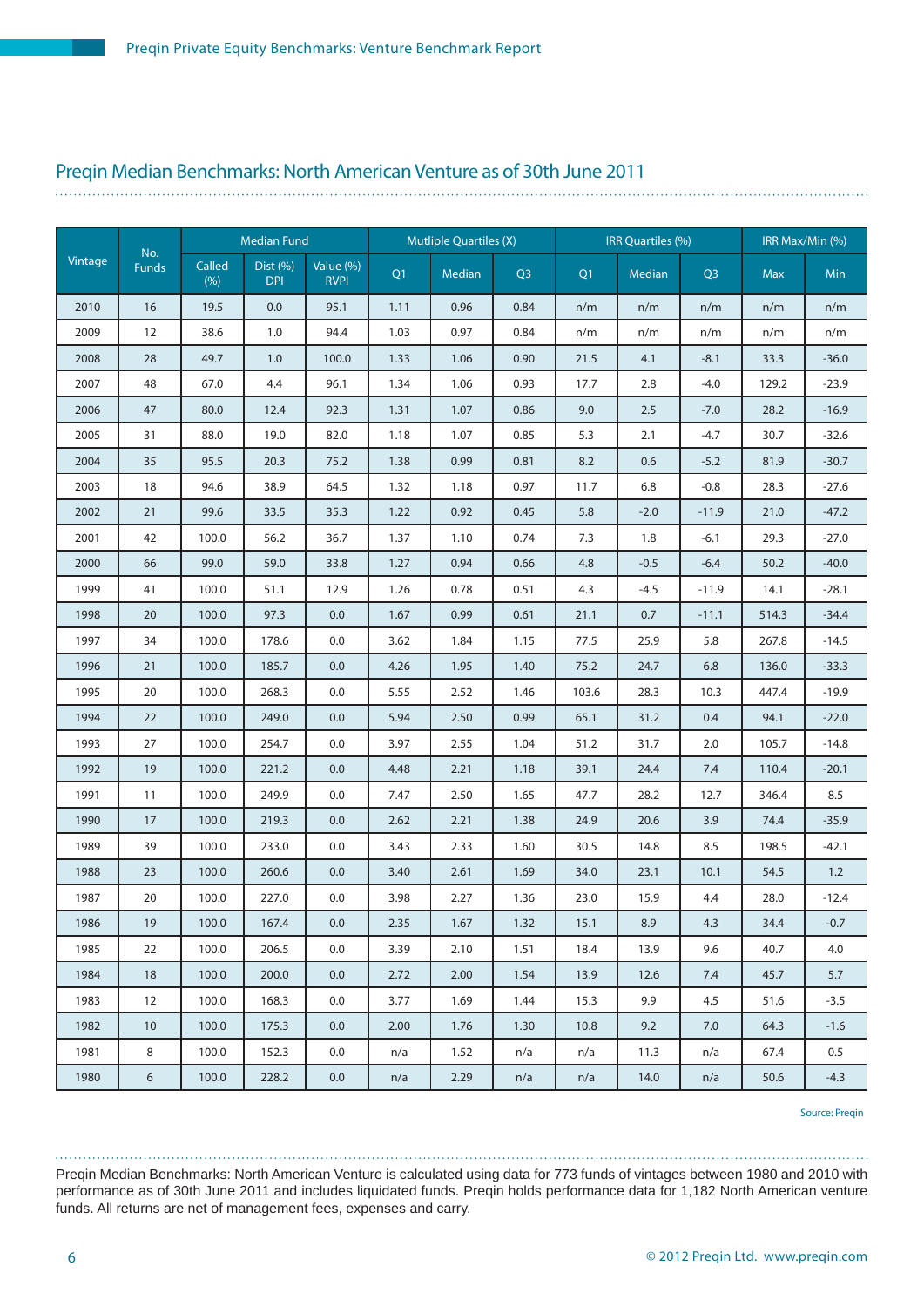## Preqin Median Benchmarks: North American Venture as of 30th June 2011

| Vintage | No. Funds | Median Fund | | | Mutliple Quartiles (X) | | | IRR Quartiles (%) | | | IRR Max/Min (%) | |
|---|---|---|---|---|---|---|---|---|---|---|---|---|
| | | Called (%) | Dist (%) DPI | Value (%) RVPI | Q1 | Median | Q3 | Q1 | Median | Q3 | Max | Min |
| 2010 | 16 | 19.5 | 0.0 | 95.1 | 1.11 | 0.96 | 0.84 | n/m | n/m | n/m | n/m | n/m |
| 2009 | 12 | 38.6 | 1.0 | 94.4 | 1.03 | 0.97 | 0.84 | n/m | n/m | n/m | n/m | n/m |
| 2008 | 28 | 49.7 | 1.0 | 100.0 | 1.33 | 1.06 | 0.90 | 21.5 | 4.1 | -8.1 | 33.3 | -36.0 |
| 2007 | 48 | 67.0 | 4.4 | 96.1 | 1.34 | 1.06 | 0.93 | 17.7 | 2.8 | -4.0 | 129.2 | -23.9 |
| 2006 | 47 | 80.0 | 12.4 | 92.3 | 1.31 | 1.07 | 0.86 | 9.0 | 2.5 | -7.0 | 28.2 | -16.9 |
| 2005 | 31 | 88.0 | 19.0 | 82.0 | 1.18 | 1.07 | 0.85 | 5.3 | 2.1 | -4.7 | 30.7 | -32.6 |
| 2004 | 35 | 95.5 | 20.3 | 75.2 | 1.38 | 0.99 | 0.81 | 8.2 | 0.6 | -5.2 | 81.9 | -30.7 |
| 2003 | 18 | 94.6 | 38.9 | 64.5 | 1.32 | 1.18 | 0.97 | 11.7 | 6.8 | -0.8 | 28.3 | -27.6 |
| 2002 | 21 | 99.6 | 33.5 | 35.3 | 1.22 | 0.92 | 0.45 | 5.8 | -2.0 | -11.9 | 21.0 | -47.2 |
| 2001 | 42 | 100.0 | 56.2 | 36.7 | 1.37 | 1.10 | 0.74 | 7.3 | 1.8 | -6.1 | 29.3 | -27.0 |
| 2000 | 66 | 99.0 | 59.0 | 33.8 | 1.27 | 0.94 | 0.66 | 4.8 | -0.5 | -6.4 | 50.2 | -40.0 |
| 1999 | 41 | 100.0 | 51.1 | 12.9 | 1.26 | 0.78 | 0.51 | 4.3 | -4.5 | -11.9 | 14.1 | -28.1 |
| 1998 | 20 | 100.0 | 97.3 | 0.0 | 1.67 | 0.99 | 0.61 | 21.1 | 0.7 | -11.1 | 514.3 | -34.4 |
| 1997 | 34 | 100.0 | 178.6 | 0.0 | 3.62 | 1.84 | 1.15 | 77.5 | 25.9 | 5.8 | 267.8 | -14.5 |
| 1996 | 21 | 100.0 | 185.7 | 0.0 | 4.26 | 1.95 | 1.40 | 75.2 | 24.7 | 6.8 | 136.0 | -33.3 |
| 1995 | 20 | 100.0 | 268.3 | 0.0 | 5.55 | 2.52 | 1.46 | 103.6 | 28.3 | 10.3 | 447.4 | -19.9 |
| 1994 | 22 | 100.0 | 249.0 | 0.0 | 5.94 | 2.50 | 0.99 | 65.1 | 31.2 | 0.4 | 94.1 | -22.0 |
| 1993 | 27 | 100.0 | 254.7 | 0.0 | 3.97 | 2.55 | 1.04 | 51.2 | 31.7 | 2.0 | 105.7 | -14.8 |
| 1992 | 19 | 100.0 | 221.2 | 0.0 | 4.48 | 2.21 | 1.18 | 39.1 | 24.4 | 7.4 | 110.4 | -20.1 |
| 1991 | 11 | 100.0 | 249.9 | 0.0 | 7.47 | 2.50 | 1.65 | 47.7 | 28.2 | 12.7 | 346.4 | 8.5 |
| 1990 | 17 | 100.0 | 219.3 | 0.0 | 2.62 | 2.21 | 1.38 | 24.9 | 20.6 | 3.9 | 74.4 | -35.9 |
| 1989 | 39 | 100.0 | 233.0 | 0.0 | 3.43 | 2.33 | 1.60 | 30.5 | 14.8 | 8.5 | 198.5 | -42.1 |
| 1988 | 23 | 100.0 | 260.6 | 0.0 | 3.40 | 2.61 | 1.69 | 34.0 | 23.1 | 10.1 | 54.5 | 1.2 |
| 1987 | 20 | 100.0 | 227.0 | 0.0 | 3.98 | 2.27 | 1.36 | 23.0 | 15.9 | 4.4 | 28.0 | -12.4 |
| 1986 | 19 | 100.0 | 167.4 | 0.0 | 2.35 | 1.67 | 1.32 | 15.1 | 8.9 | 4.3 | 34.4 | -0.7 |
| 1985 | 22 | 100.0 | 206.5 | 0.0 | 3.39 | 2.10 | 1.51 | 18.4 | 13.9 | 9.6 | 40.7 | 4.0 |
| 1984 | 18 | 100.0 | 200.0 | 0.0 | 2.72 | 2.00 | 1.54 | 13.9 | 12.6 | 7.4 | 45.7 | 5.7 |
| 1983 | 12 | 100.0 | 168.3 | 0.0 | 3.77 | 1.69 | 1.44 | 15.3 | 9.9 | 4.5 | 51.6 | -3.5 |
| 1982 | 10 | 100.0 | 175.3 | 0.0 | 2.00 | 1.76 | 1.30 | 10.8 | 9.2 | 7.0 | 64.3 | -1.6 |
| 1981 | 8 | 100.0 | 152.3 | 0.0 | n/a | 1.52 | n/a | n/a | 11.3 | n/a | 67.4 | 0.5 |
| 1980 | 6 | 100.0 | 228.2 | 0.0 | n/a | 2.29 | n/a | n/a | 14.0 | n/a | 50.6 | -4.3 |

Source: Preqin

Preqin Median Benchmarks: North American Venture is calculated using data for 773 funds of vintages between 1980 and 2010 with performance as of 30th June 2011 and includes liquidated funds. Preqin holds performance data for 1,182 North American venture funds. All returns are net of management fees, expenses and carry.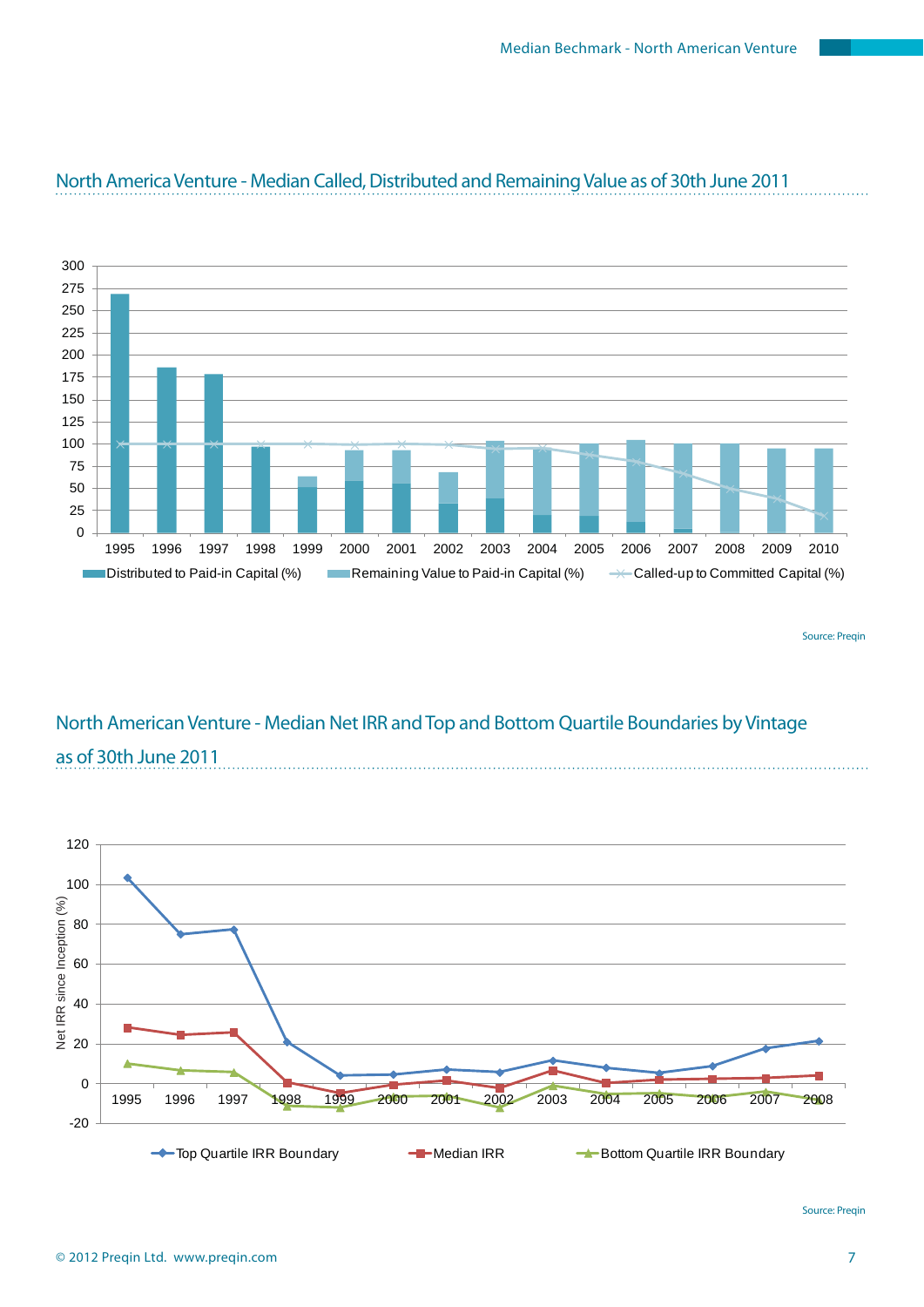## North America Venture - Median Called, Distributed and Remaining Value as of 30th June 2011

300
275
250
225
200
175
150
125
100
75
50
25
0

1995 1996 1997 1998 1999 2000 2001 2002 2003 2004 2005 2006 2007 2008 2009 2010

Distributed to Paid-in Capital (%) Remaining Value to Paid-in Capital (%) Called-up to Committed Capital (%)

Source: Preqin

## North American Venture - Median Net IRR and Top and Bottom Quartile Boundaries by Vintage as of 30th June 2011

Net IRR since Inception (%)

120
100
80
60
40
20
0
-20

1995 1996 1997 1998 1999 2000 2001 2002 2003 2004 2005 2006 2007 2008

Top Quartile IRR Boundary Median IRR Bottom Quartile IRR Boundary

Source: Preqin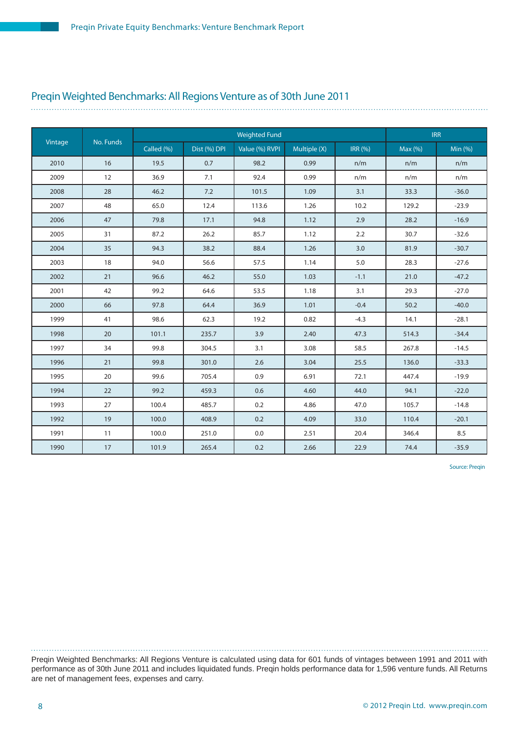## Preqin Weighted Benchmarks: All Regions Venture as of 30th June 2011

| Vintage | No. Funds | Weighted Fund | | | | | IRR | |
|---|---|---|---|---|---|---|---|---|
| | | Called (%) | Dist (%) DPI | Value (%) RVPI | Multiple (X) | IRR (%) | Max (%) | Min (%) |
| 2010 | 16 | 19.5 | 0.7 | 98.2 | 0.99 | n/m | n/m | n/m |
| 2009 | 12 | 36.9 | 7.1 | 92.4 | 0.99 | n/m | n/m | n/m |
| 2008 | 28 | 46.2 | 7.2 | 101.5 | 1.09 | 3.1 | 33.3 | -36.0 |
| 2007 | 48 | 65.0 | 12.4 | 113.6 | 1.26 | 10.2 | 129.2 | -23.9 |
| 2006 | 47 | 79.8 | 17.1 | 94.8 | 1.12 | 2.9 | 28.2 | -16.9 |
| 2005 | 31 | 87.2 | 26.2 | 85.7 | 1.12 | 2.2 | 30.7 | -32.6 |
| 2004 | 35 | 94.3 | 38.2 | 88.4 | 1.26 | 3.0 | 81.9 | -30.7 |
| 2003 | 18 | 94.0 | 56.6 | 57.5 | 1.14 | 5.0 | 28.3 | -27.6 |
| 2002 | 21 | 96.6 | 46.2 | 55.0 | 1.03 | -1.1 | 21.0 | -47.2 |
| 2001 | 42 | 99.2 | 64.6 | 53.5 | 1.18 | 3.1 | 29.3 | -27.0 |
| 2000 | 66 | 97.8 | 64.4 | 36.9 | 1.01 | -0.4 | 50.2 | -40.0 |
| 1999 | 41 | 98.6 | 62.3 | 19.2 | 0.82 | -4.3 | 14.1 | -28.1 |
| 1998 | 20 | 101.1 | 235.7 | 3.9 | 2.40 | 47.3 | 514.3 | -34.4 |
| 1997 | 34 | 99.8 | 304.5 | 3.1 | 3.08 | 58.5 | 267.8 | -14.5 |
| 1996 | 21 | 99.8 | 301.0 | 2.6 | 3.04 | 25.5 | 136.0 | -33.3 |
| 1995 | 20 | 99.6 | 705.4 | 0.9 | 6.91 | 72.1 | 447.4 | -19.9 |
| 1994 | 22 | 99.2 | 459.3 | 0.6 | 4.60 | 44.0 | 94.1 | -22.0 |
| 1993 | 27 | 100.4 | 485.7 | 0.2 | 4.86 | 47.0 | 105.7 | -14.8 |
| 1992 | 19 | 100.0 | 408.9 | 0.2 | 4.09 | 33.0 | 110.4 | -20.1 |
| 1991 | 11 | 100.0 | 251.0 | 0.0 | 2.51 | 20.4 | 346.4 | 8.5 |
| 1990 | 17 | 101.9 | 265.4 | 0.2 | 2.66 | 22.9 | 74.4 | -35.9 |

Source: Preqin

Preqin Weighted Benchmarks: All Regions Venture is calculated using data for 601 funds of vintages between 1991 and 2011 with performance as of 30th June 2011 and includes liquidated funds. Preqin holds performance data for 1,596 venture funds. All Returns are net of management fees, expenses and carry.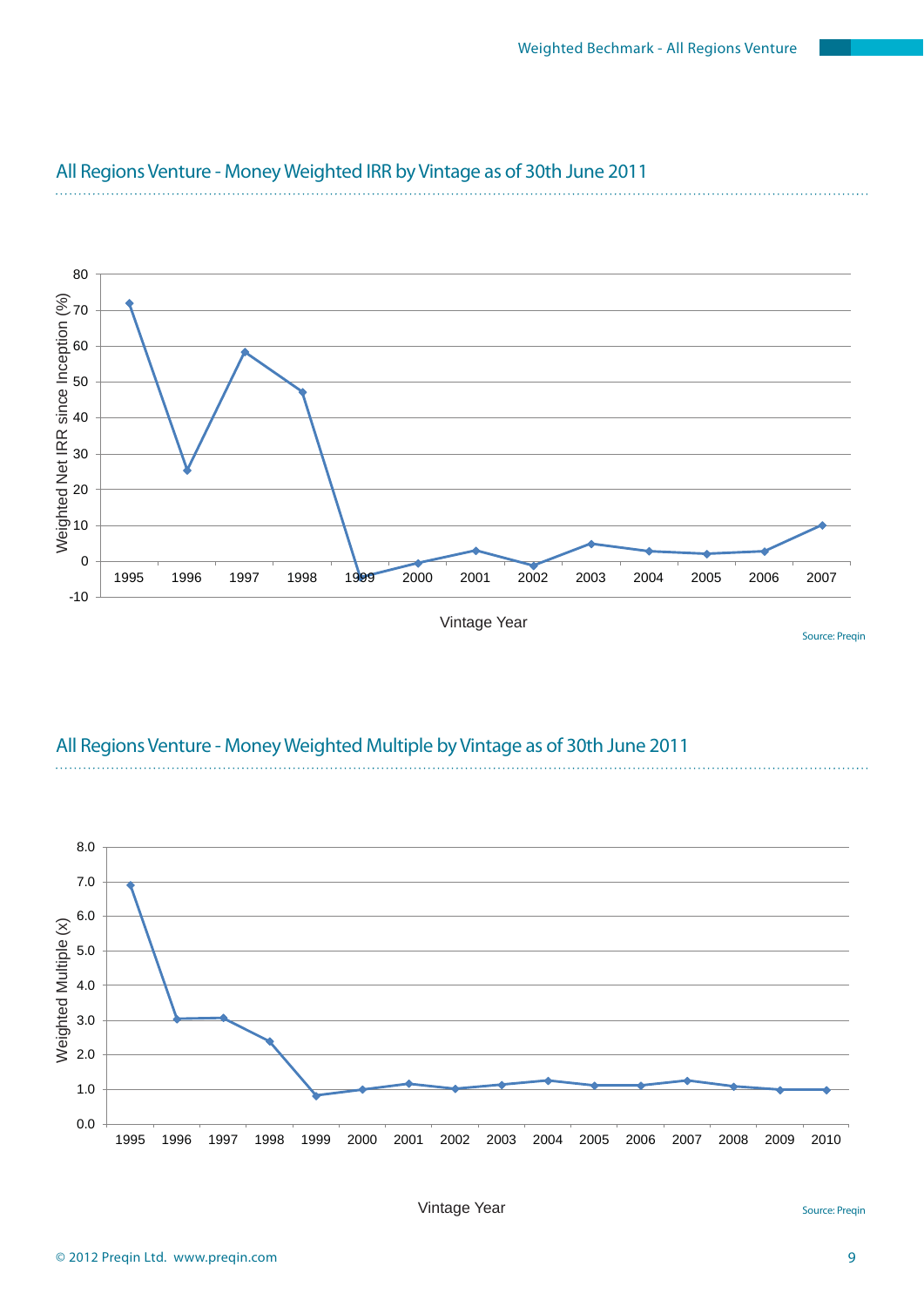## All Regions Venture - Money Weighted IRR by Vintage as of 30th June 2011

Weighted Net IRR since Inception (%)

Vintage Year

Source: Preqin

## All Regions Venture - Money Weighted Multiple by Vintage as of 30th June 2011

Weighted Multiple (X)

Vintage Year

Source: Preqin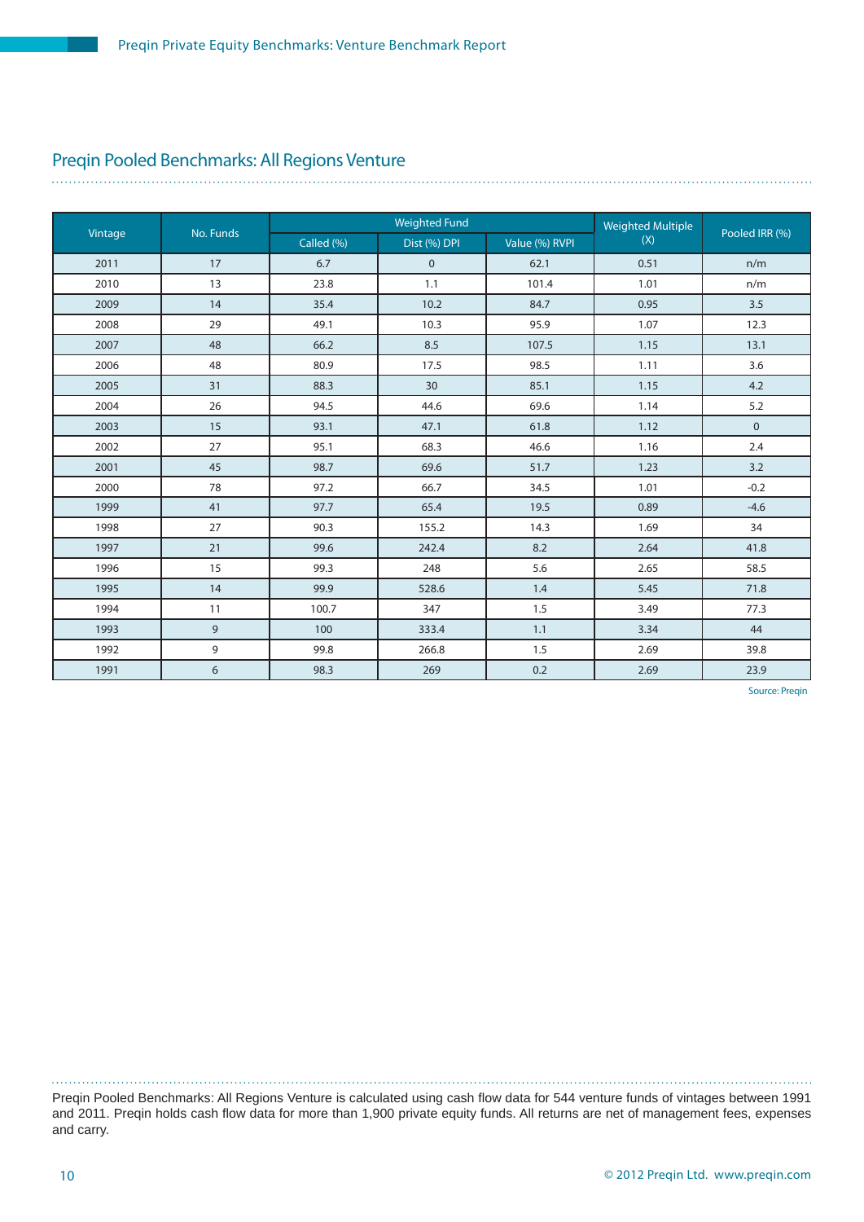## Preqin Pooled Benchmarks: All Regions Venture

| Vintage | No. Funds | Weighted Fund | | | Weighted Multiple (X) | Pooled IRR (%) |
|---|---|---|---|---|---|---|
| | | Called (%) | Dist (%) DPI | Value (%) RVPI | | |
| 2011 | 17 | 6.7 | 0 | 62.1 | 0.51 | n/m |
| 2010 | 13 | 23.8 | 1.1 | 101.4 | 1.01 | n/m |
| 2009 | 14 | 35.4 | 10.2 | 84.7 | 0.95 | 3.5 |
| 2008 | 29 | 49.1 | 10.3 | 95.9 | 1.07 | 12.3 |
| 2007 | 48 | 66.2 | 8.5 | 107.5 | 1.15 | 13.1 |
| 2006 | 48 | 80.9 | 17.5 | 98.5 | 1.11 | 3.6 |
| 2005 | 31 | 88.3 | 30 | 85.1 | 1.15 | 4.2 |
| 2004 | 26 | 94.5 | 44.6 | 69.6 | 1.14 | 5.2 |
| 2003 | 15 | 93.1 | 47.1 | 61.8 | 1.12 | 0 |
| 2002 | 27 | 95.1 | 68.3 | 46.6 | 1.16 | 2.4 |
| 2001 | 45 | 98.7 | 69.6 | 51.7 | 1.23 | 3.2 |
| 2000 | 78 | 97.2 | 66.7 | 34.5 | 1.01 | -0.2 |
| 1999 | 41 | 97.7 | 65.4 | 19.5 | 0.89 | -4.6 |
| 1998 | 27 | 90.3 | 155.2 | 14.3 | 1.69 | 34 |
| 1997 | 21 | 99.6 | 242.4 | 8.2 | 2.64 | 41.8 |
| 1996 | 15 | 99.3 | 248 | 5.6 | 2.65 | 58.5 |
| 1995 | 14 | 99.9 | 528.6 | 1.4 | 5.45 | 71.8 |
| 1994 | 11 | 100.7 | 347 | 1.5 | 3.49 | 77.3 |
| 1993 | 9 | 100 | 333.4 | 1.1 | 3.34 | 44 |
| 1992 | 9 | 99.8 | 266.8 | 1.5 | 2.69 | 39.8 |
| 1991 | 6 | 98.3 | 269 | 0.2 | 2.69 | 23.9 |

Source: Preqin

Preqin Pooled Benchmarks: All Regions Venture is calculated using cash flow data for 544 venture funds of vintages between 1991 and 2011. Preqin holds cash flow data for more than 1,900 private equity funds. All returns are net of management fees, expenses and carry.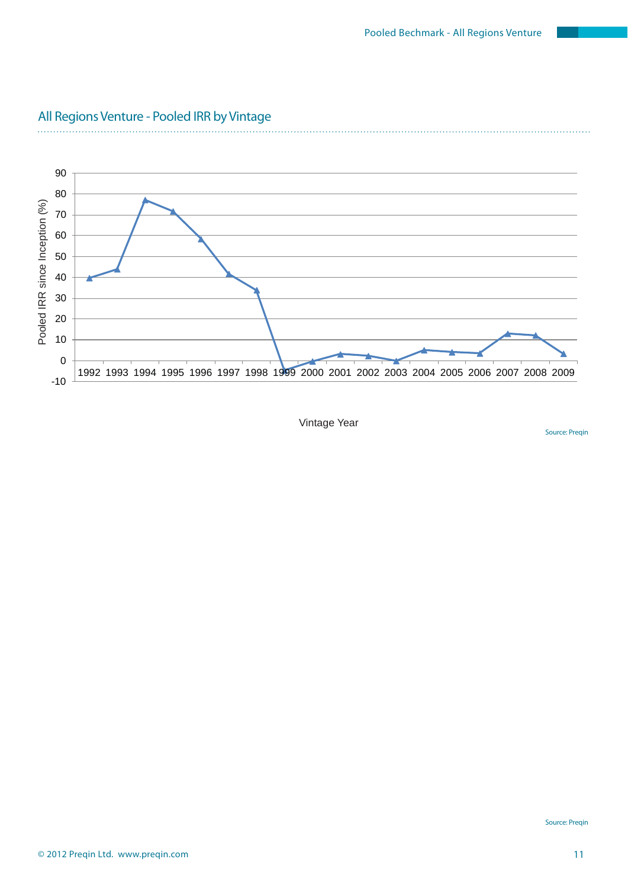## All Regions Venture - Pooled IRR by Vintage

Source: Preqin

Source: Preqin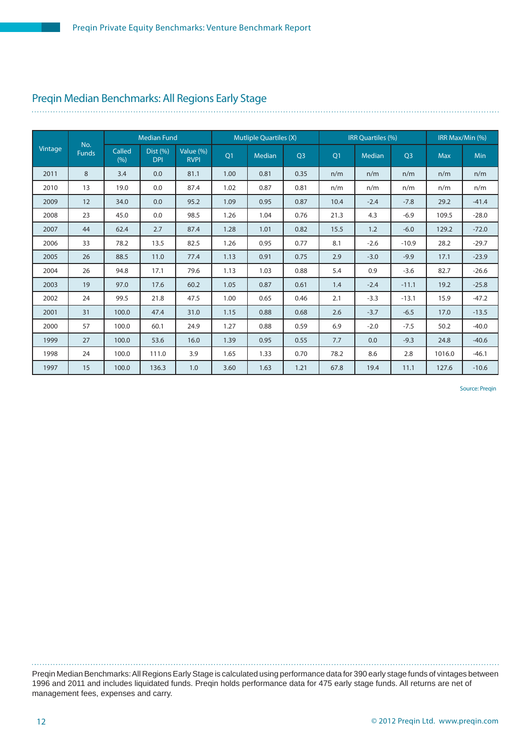## Preqin Median Benchmarks: All Regions Early Stage

| Vintage | No. Funds | Median Fund | | | Mutliple Quartiles (X) | | | IRR Quartiles (%) | | | IRR Max/Min (%) | |
|---|---|---|---|---|---|---|---|---|---|---|---|---|
| | | Called (%) | Dist (%) DPI | Value (%) RVPI | Q1 | Median | Q3 | Q1 | Median | Q3 | Max | Min |
| 2011 | 8 | 3.4 | 0.0 | 81.1 | 1.00 | 0.81 | 0.35 | n/m | n/m | n/m | n/m | n/m |
| 2010 | 13 | 19.0 | 0.0 | 87.4 | 1.02 | 0.87 | 0.81 | n/m | n/m | n/m | n/m | n/m |
| 2009 | 12 | 34.0 | 0.0 | 95.2 | 1.09 | 0.95 | 0.87 | 10.4 | -2.4 | -7.8 | 29.2 | -41.4 |
| 2008 | 23 | 45.0 | 0.0 | 98.5 | 1.26 | 1.04 | 0.76 | 21.3 | 4.3 | -6.9 | 109.5 | -28.0 |
| 2007 | 44 | 62.4 | 2.7 | 87.4 | 1.28 | 1.01 | 0.82 | 15.5 | 1.2 | -6.0 | 129.2 | -72.0 |
| 2006 | 33 | 78.2 | 13.5 | 82.5 | 1.26 | 0.95 | 0.77 | 8.1 | -2.6 | -10.9 | 28.2 | -29.7 |
| 2005 | 26 | 88.5 | 11.0 | 77.4 | 1.13 | 0.91 | 0.75 | 2.9 | -3.0 | -9.9 | 17.1 | -23.9 |
| 2004 | 26 | 94.8 | 17.1 | 79.6 | 1.13 | 1.03 | 0.88 | 5.4 | 0.9 | -3.6 | 82.7 | -26.6 |
| 2003 | 19 | 97.0 | 17.6 | 60.2 | 1.05 | 0.87 | 0.61 | 1.4 | -2.4 | -11.1 | 19.2 | -25.8 |
| 2002 | 24 | 99.5 | 21.8 | 47.5 | 1.00 | 0.65 | 0.46 | 2.1 | -3.3 | -13.1 | 15.9 | -47.2 |
| 2001 | 31 | 100.0 | 47.4 | 31.0 | 1.15 | 0.88 | 0.68 | 2.6 | -3.7 | -6.5 | 17.0 | -13.5 |
| 2000 | 57 | 100.0 | 60.1 | 24.9 | 1.27 | 0.88 | 0.59 | 6.9 | -2.0 | -7.5 | 50.2 | -40.0 |
| 1999 | 27 | 100.0 | 53.6 | 16.0 | 1.39 | 0.95 | 0.55 | 7.7 | 0.0 | -9.3 | 24.8 | -40.6 |
| 1998 | 24 | 100.0 | 111.0 | 3.9 | 1.65 | 1.33 | 0.70 | 78.2 | 8.6 | 2.8 | 1016.0 | -46.1 |
| 1997 | 15 | 100.0 | 136.3 | 1.0 | 3.60 | 1.63 | 1.21 | 67.8 | 19.4 | 11.1 | 127.6 | -10.6 |

Source: Preqin

Preqin Median Benchmarks: All Regions Early Stage is calculated using performance data for 390 early stage funds of vintages between 1996 and 2011 and includes liquidated funds. Preqin holds performance data for 475 early stage funds. All returns are net of management fees, expenses and carry.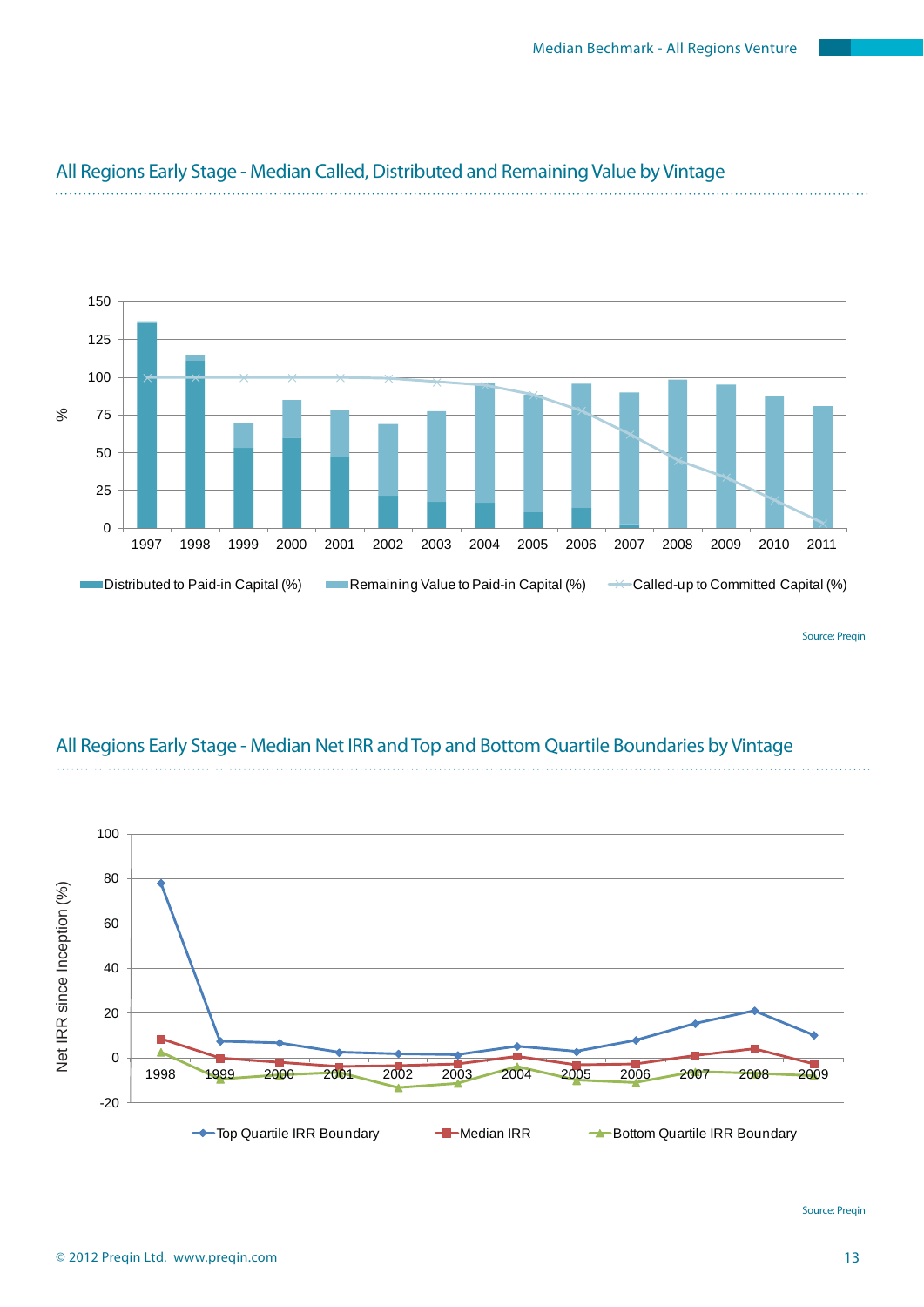## All Regions Early Stage - Median Called, Distributed and Remaining Value by Vintage

Source: Preqin

## All Regions Early Stage - Median Net IRR and Top and Bottom Quartile Boundaries by Vintage

Source: Preqin

© 2012 Preqin Ltd. www.preqin.com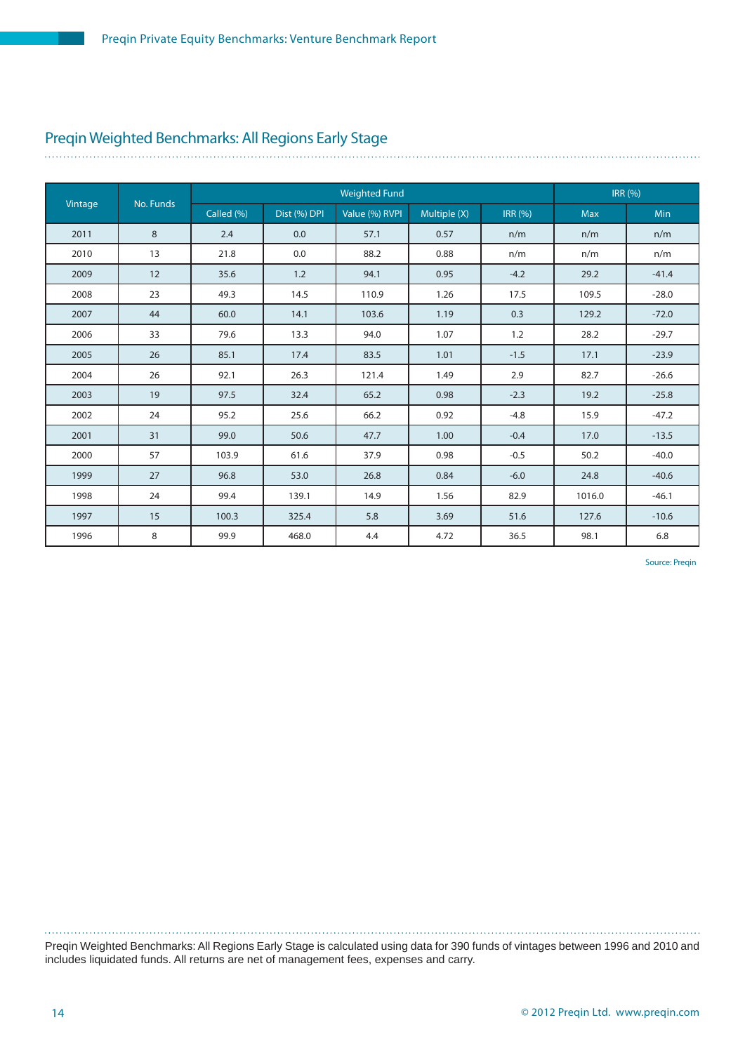## Preqin Weighted Benchmarks: All Regions Early Stage

| Vintage | No. Funds | Weighted Fund | | | | | IRR (%) | |
|---|---|---|---|---|---|---|---|---|
| | | Called (%) | Dist (%) DPI | Value (%) RVPI | Multiple (X) | IRR (%) | Max | Min |
| 2011 | 8 | 2.4 | 0.0 | 57.1 | 0.57 | n/m | n/m | n/m |
| 2010 | 13 | 21.8 | 0.0 | 88.2 | 0.88 | n/m | n/m | n/m |
| 2009 | 12 | 35.6 | 1.2 | 94.1 | 0.95 | -4.2 | 29.2 | -41.4 |
| 2008 | 23 | 49.3 | 14.5 | 110.9 | 1.26 | 17.5 | 109.5 | -28.0 |
| 2007 | 44 | 60.0 | 14.1 | 103.6 | 1.19 | 0.3 | 129.2 | -72.0 |
| 2006 | 33 | 79.6 | 13.3 | 94.0 | 1.07 | 1.2 | 28.2 | -29.7 |
| 2005 | 26 | 85.1 | 17.4 | 83.5 | 1.01 | -1.5 | 17.1 | -23.9 |
| 2004 | 26 | 92.1 | 26.3 | 121.4 | 1.49 | 2.9 | 82.7 | -26.6 |
| 2003 | 19 | 97.5 | 32.4 | 65.2 | 0.98 | -2.3 | 19.2 | -25.8 |
| 2002 | 24 | 95.2 | 25.6 | 66.2 | 0.92 | -4.8 | 15.9 | -47.2 |
| 2001 | 31 | 99.0 | 50.6 | 47.7 | 1.00 | -0.4 | 17.0 | -13.5 |
| 2000 | 57 | 103.9 | 61.6 | 37.9 | 0.98 | -0.5 | 50.2 | -40.0 |
| 1999 | 27 | 96.8 | 53.0 | 26.8 | 0.84 | -6.0 | 24.8 | -40.6 |
| 1998 | 24 | 99.4 | 139.1 | 14.9 | 1.56 | 82.9 | 1016.0 | -46.1 |
| 1997 | 15 | 100.3 | 325.4 | 5.8 | 3.69 | 51.6 | 127.6 | -10.6 |
| 1996 | 8 | 99.9 | 468.0 | 4.4 | 4.72 | 36.5 | 98.1 | 6.8 |

Source: Preqin

Preqin Weighted Benchmarks: All Regions Early Stage is calculated using data for 390 funds of vintages between 1996 and 2010 and includes liquidated funds. All returns are net of management fees, expenses and carry.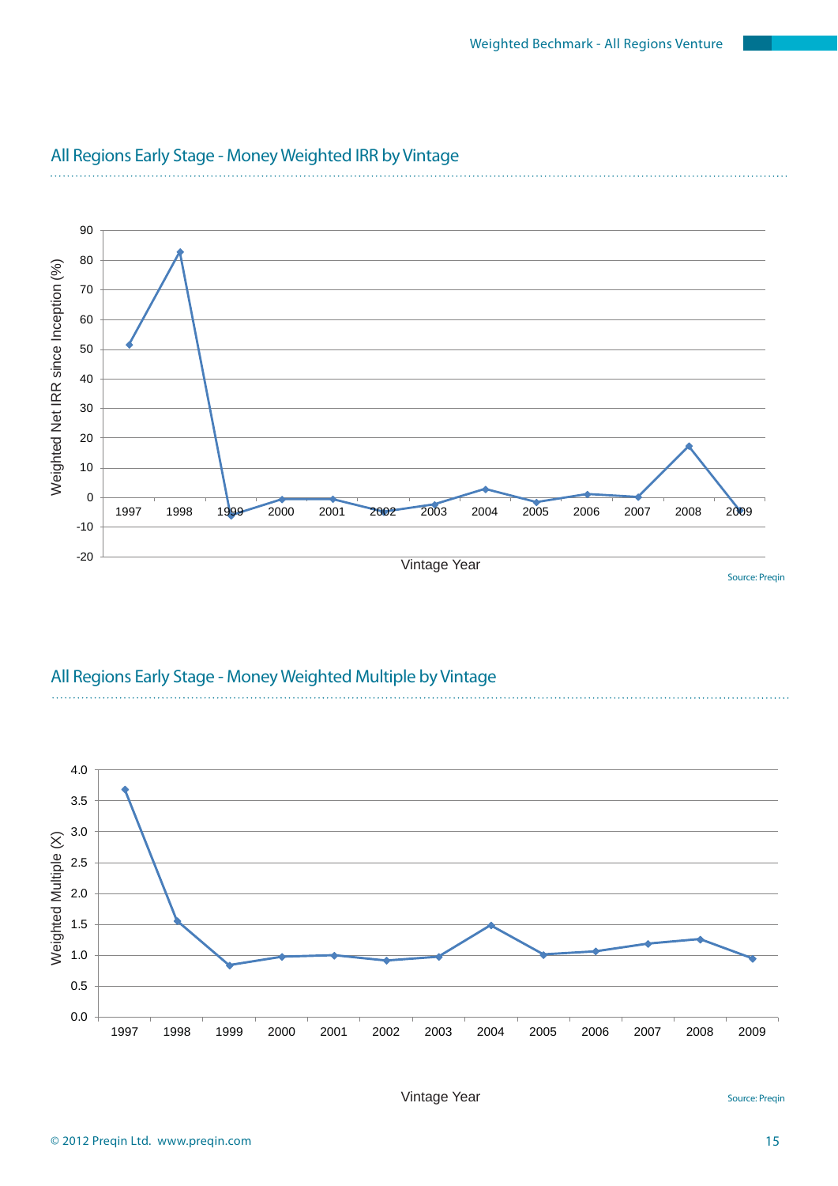## All Regions Early Stage - Money Weighted IRR by Vintage

Weighted Net IRR since Inception (%)

Vintage Year

Source: Preqin

## All Regions Early Stage - Money Weighted Multiple by Vintage

Weighted Multiple (X)

Vintage Year

Source: Preqin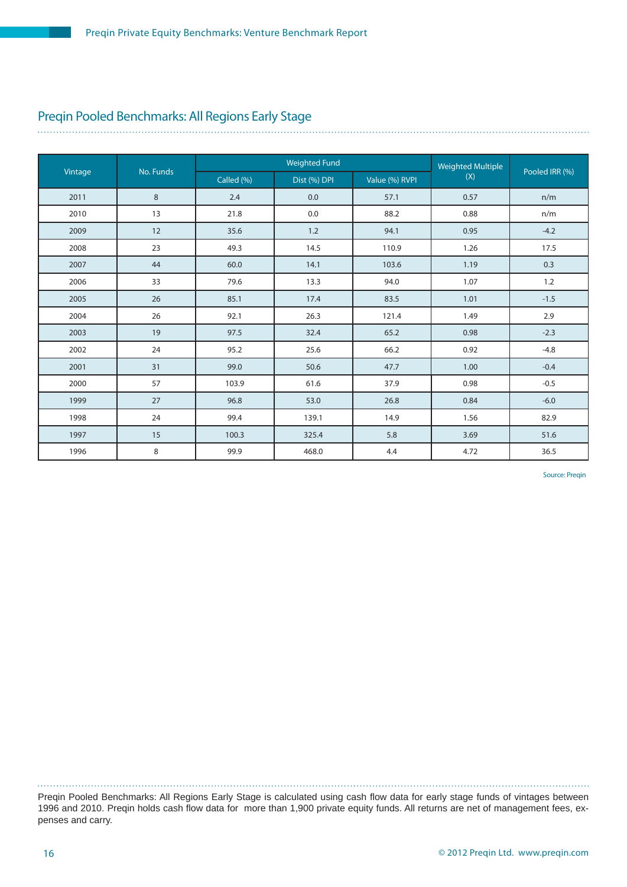## Preqin Pooled Benchmarks: All Regions Early Stage

| Vintage | No. Funds | Weighted Fund | | | Weighted Multiple (X) | Pooled IRR (%) |
|---|---|---|---|---|---|---|
| | | Called (%) | Dist (%) DPI | Value (%) RVPI | | |
| 2011 | 8 | 2.4 | 0.0 | 57.1 | 0.57 | n/m |
| 2010 | 13 | 21.8 | 0.0 | 88.2 | 0.88 | n/m |
| 2009 | 12 | 35.6 | 1.2 | 94.1 | 0.95 | -4.2 |
| 2008 | 23 | 49.3 | 14.5 | 110.9 | 1.26 | 17.5 |
| 2007 | 44 | 60.0 | 14.1 | 103.6 | 1.19 | 0.3 |
| 2006 | 33 | 79.6 | 13.3 | 94.0 | 1.07 | 1.2 |
| 2005 | 26 | 85.1 | 17.4 | 83.5 | 1.01 | -1.5 |
| 2004 | 26 | 92.1 | 26.3 | 121.4 | 1.49 | 2.9 |
| 2003 | 19 | 97.5 | 32.4 | 65.2 | 0.98 | -2.3 |
| 2002 | 24 | 95.2 | 25.6 | 66.2 | 0.92 | -4.8 |
| 2001 | 31 | 99.0 | 50.6 | 47.7 | 1.00 | -0.4 |
| 2000 | 57 | 103.9 | 61.6 | 37.9 | 0.98 | -0.5 |
| 1999 | 27 | 96.8 | 53.0 | 26.8 | 0.84 | -6.0 |
| 1998 | 24 | 99.4 | 139.1 | 14.9 | 1.56 | 82.9 |
| 1997 | 15 | 100.3 | 325.4 | 5.8 | 3.69 | 51.6 |
| 1996 | 8 | 99.9 | 468.0 | 4.4 | 4.72 | 36.5 |

Source: Preqin

Preqin Pooled Benchmarks: All Regions Early Stage is calculated using cash flow data for early stage funds of vintages between 1996 and 2010. Preqin holds cash flow data for more than 1,900 private equity funds. All returns are net of management fees, expenses and carry.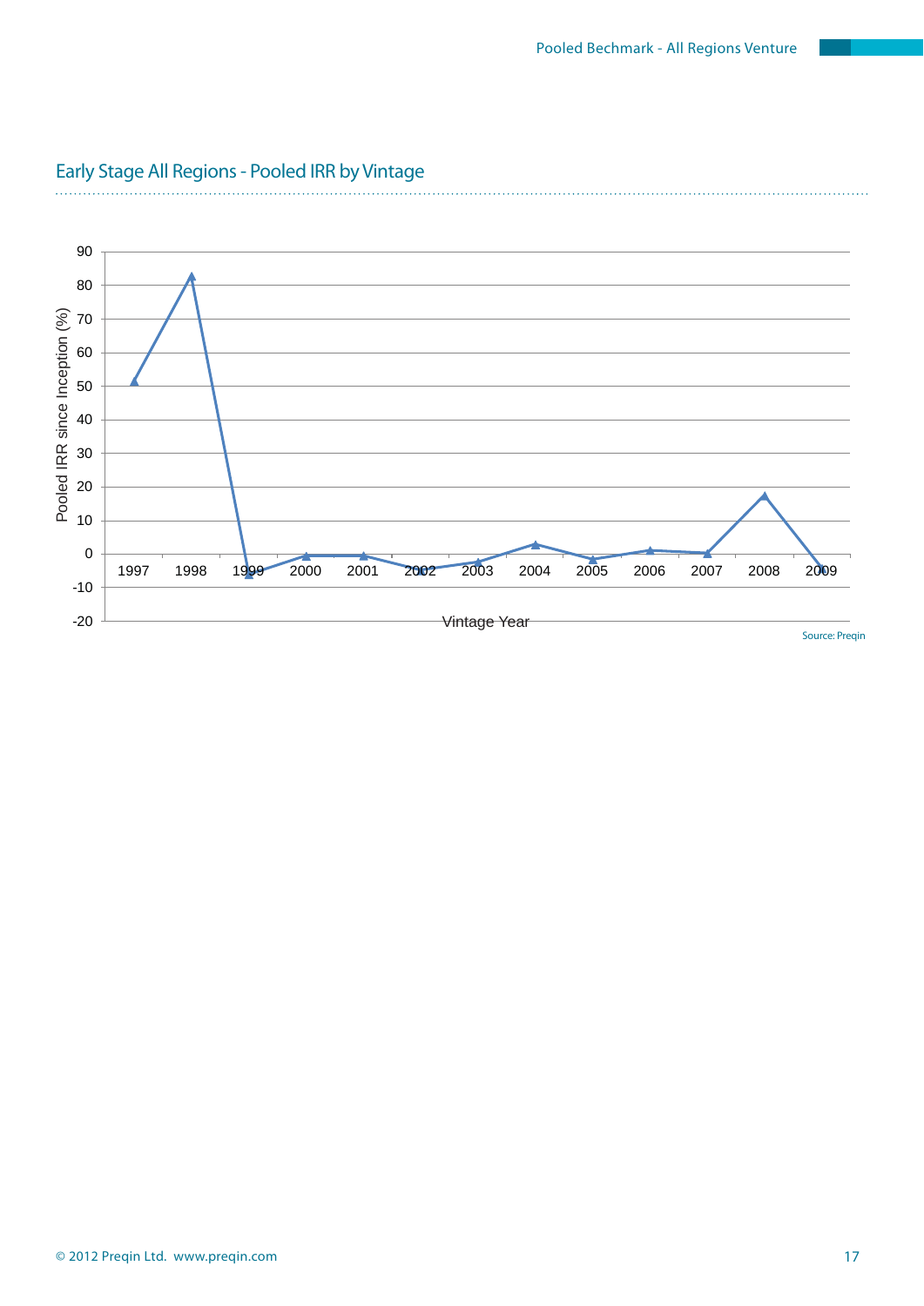## Early Stage All Regions - Pooled IRR by Vintage

Source: Preqin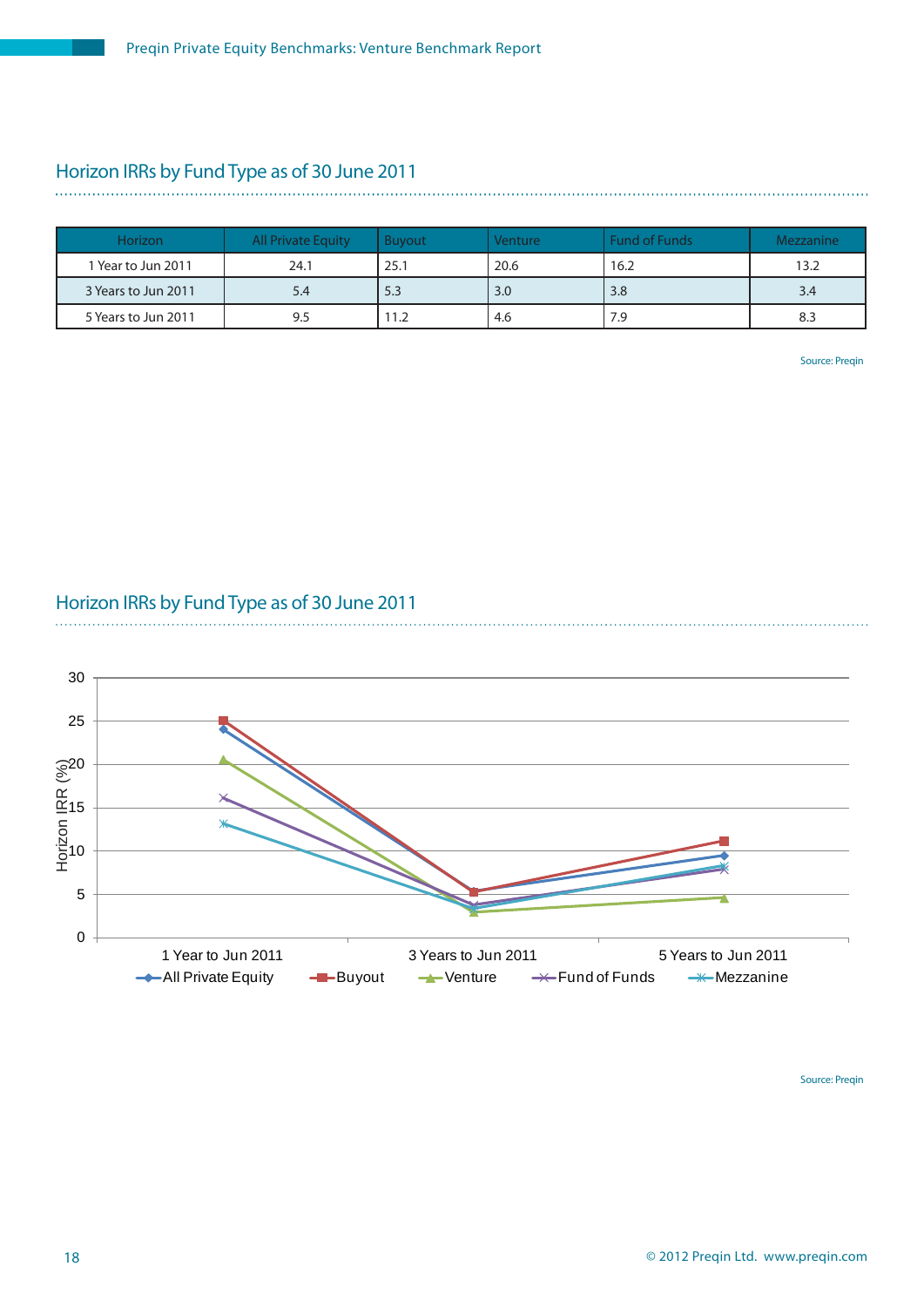## Horizon IRRs by Fund Type as of 30 June 2011

| Horizon | All Private Equity | Buyout | Venture | Fund of Funds | Mezzanine |
|---|---|---|---|---|---|
| 1 Year to Jun 2011 | 24.1 | 25.1 | 20.6 | 16.2 | 13.2 |
| 3 Years to Jun 2011 | 5.4 | 5.3 | 3.0 | 3.8 | 3.4 |
| 5 Years to Jun 2011 | 9.5 | 11.2 | 4.6 | 7.9 | 8.3 |

Source: Preqin

## Horizon IRRs by Fund Type as of 30 June 2011

Horizon IRR (%)

Legend: All Private Equity, Buyout, Venture, Fund of Funds, Mezzanine

X-axis: 1 Year to Jun 2011, 3 Years to Jun 2011, 5 Years to Jun 2011

Y-axis: 0, 5, 10, 15, 20, 25, 30

Source: Preqin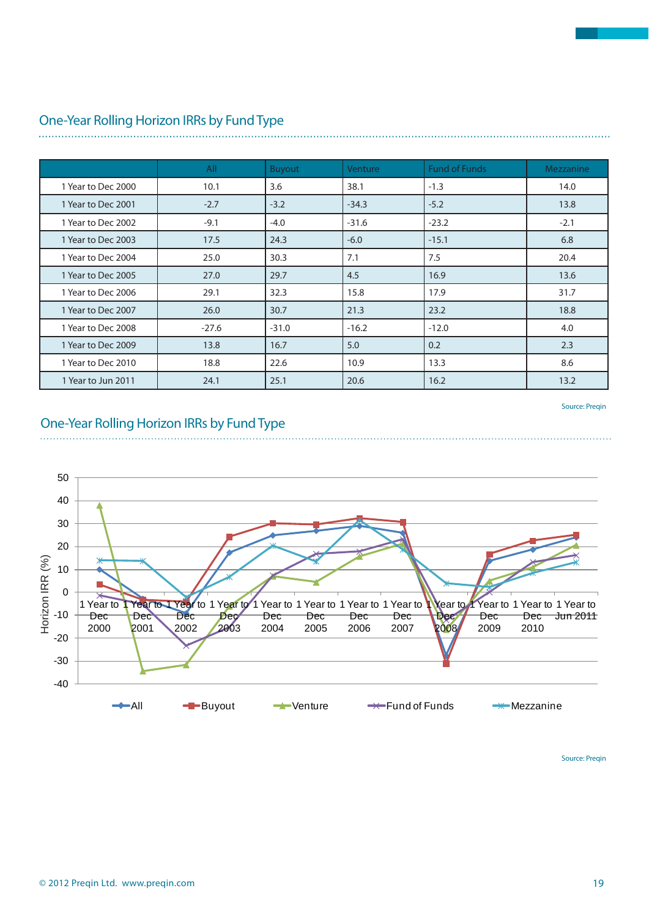## One-Year Rolling Horizon IRRs by Fund Type

| | All | Buyout | Venture | Fund of Funds | Mezzanine |
|---|---|---|---|---|---|
| 1 Year to Dec 2000 | 10.1 | 3.6 | 38.1 | -1.3 | 14.0 |
| 1 Year to Dec 2001 | -2.7 | -3.2 | -34.3 | -5.2 | 13.8 |
| 1 Year to Dec 2002 | -9.1 | -4.0 | -31.6 | -23.2 | -2.1 |
| 1 Year to Dec 2003 | 17.5 | 24.3 | -6.0 | -15.1 | 6.8 |
| 1 Year to Dec 2004 | 25.0 | 30.3 | 7.1 | 7.5 | 20.4 |
| 1 Year to Dec 2005 | 27.0 | 29.7 | 4.5 | 16.9 | 13.6 |
| 1 Year to Dec 2006 | 29.1 | 32.3 | 15.8 | 17.9 | 31.7 |
| 1 Year to Dec 2007 | 26.0 | 30.7 | 21.3 | 23.2 | 18.8 |
| 1 Year to Dec 2008 | -27.6 | -31.0 | -16.2 | -12.0 | 4.0 |
| 1 Year to Dec 2009 | 13.8 | 16.7 | 5.0 | 0.2 | 2.3 |
| 1 Year to Dec 2010 | 18.8 | 22.6 | 10.9 | 13.3 | 8.6 |
| 1 Year to Jun 2011 | 24.1 | 25.1 | 20.6 | 16.2 | 13.2 |

Source: Preqin

## One-Year Rolling Horizon IRRs by Fund Type

Source: Preqin

© 2012 Preqin Ltd. www.preqin.com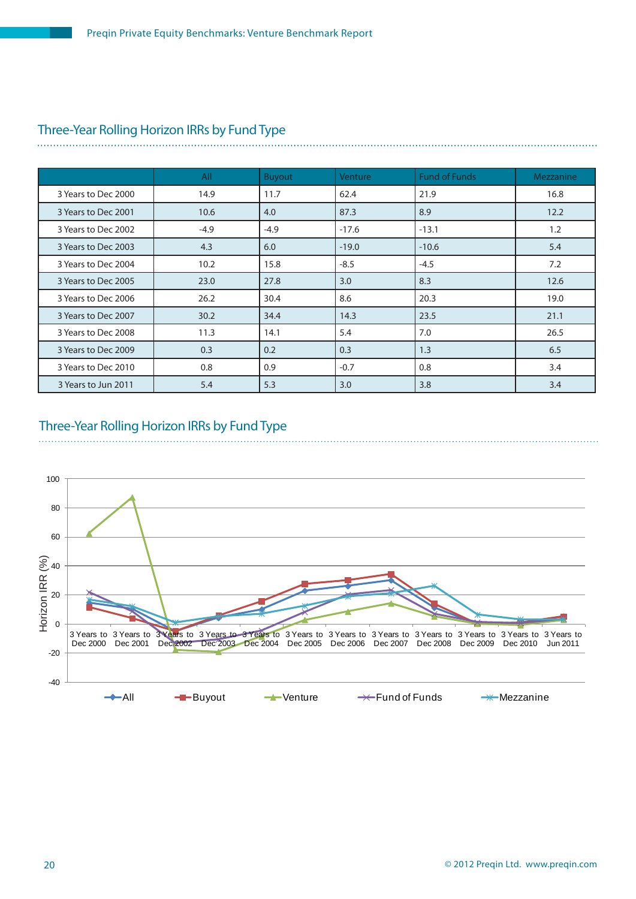## Three-Year Rolling Horizon IRRs by Fund Type

| | All | Buyout | Venture | Fund of Funds | Mezzanine |
|---|---|---|---|---|---|
| 3 Years to Dec 2000 | 14.9 | 11.7 | 62.4 | 21.9 | 16.8 |
| 3 Years to Dec 2001 | 10.6 | 4.0 | 87.3 | 8.9 | 12.2 |
| 3 Years to Dec 2002 | -4.9 | -4.9 | -17.6 | -13.1 | 1.2 |
| 3 Years to Dec 2003 | 4.3 | 6.0 | -19.0 | -10.6 | 5.4 |
| 3 Years to Dec 2004 | 10.2 | 15.8 | -8.5 | -4.5 | 7.2 |
| 3 Years to Dec 2005 | 23.0 | 27.8 | 3.0 | 8.3 | 12.6 |
| 3 Years to Dec 2006 | 26.2 | 30.4 | 8.6 | 20.3 | 19.0 |
| 3 Years to Dec 2007 | 30.2 | 34.4 | 14.3 | 23.5 | 21.1 |
| 3 Years to Dec 2008 | 11.3 | 14.1 | 5.4 | 7.0 | 26.5 |
| 3 Years to Dec 2009 | 0.3 | 0.2 | 0.3 | 1.3 | 6.5 |
| 3 Years to Dec 2010 | 0.8 | 0.9 | -0.7 | 0.8 | 3.4 |
| 3 Years to Jun 2011 | 5.4 | 5.3 | 3.0 | 3.8 | 3.4 |

## Three-Year Rolling Horizon IRRs by Fund Type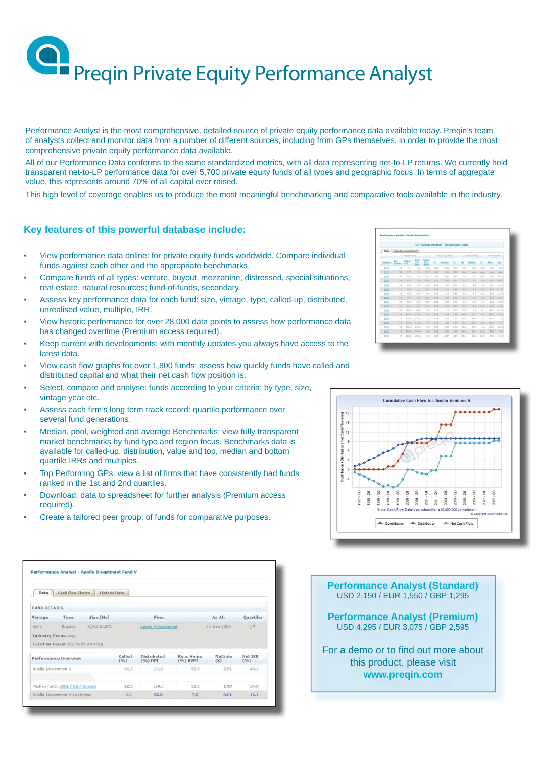# Preqin Private Equity Performance Analyst

Performance Analyst is the most comprehensive, detailed source of private equity performance data available today. Preqin's team of analysts collect and monitor data from a number of different sources, including from GPs themselves, in order to provide the most comprehensive private equity performance data available.

All of our Performance Data conforms to the same standardized metrics, with all data representing net-to-LP returns. We currently hold transparent net-to-LP performance data for over 5,700 private equity funds of all types and geographic focus. In terms of aggregate value, this represents around 70% of all capital ever raised.

This high level of coverage enables us to produce the most meaningful benchmarking and comparative tools available in the industry.

## Key features of this powerful database include:

- View performance data online: for private equity funds worldwide. Compare individual funds against each other and the appropriate benchmarks.
- Compare funds of all types: venture, buyout, mezzanine, distressed, special situations, real estate, natural resources; fund-of-funds, secondary.
- Assess key performance data for each fund: size, vintage, type, called-up, distributed, unrealised value, multiple, IRR.
- View historic performance for over 28,000 data points to assess how performance has changed overtime (Premium access required).
- Keep current with developments: with monthly updates you always have access to the latest data.
- View cash flow graphs for over 1,800 funds: assess how quickly funds have called and distributed capital and what their net cash flow position is.
- Select, compare and analyse: funds according to your criteria: by type, size, vintage year etc.
- Assess each firm's long term track record: quartile performance over several fund generations.
- Median, pool, weighted and average Benchmarks: view fully transparent market benchmarks by fund type and region focus. Benchmarks data is available for called-up, distribution, value and top, median and bottom quartile IRRs and multiples.
- Top Performing GPs: view a list of firms that have consistently had funds ranked in the 1st and 2nd quartiles.
- Download: data to spreadsheet for further analysis (Premium access required).
- Create a tailored peer group: of funds for comparative purposes.

**Performance Analyst (Standard)**
USD 2,150 / EUR 1,550 / GBP 1,295

**Performance Analyst (Premium)**
USD 4,295 / EUR 3,075 / GBP 2,595

For a demo or to find out more about this product, please visit
**www.preqin.com**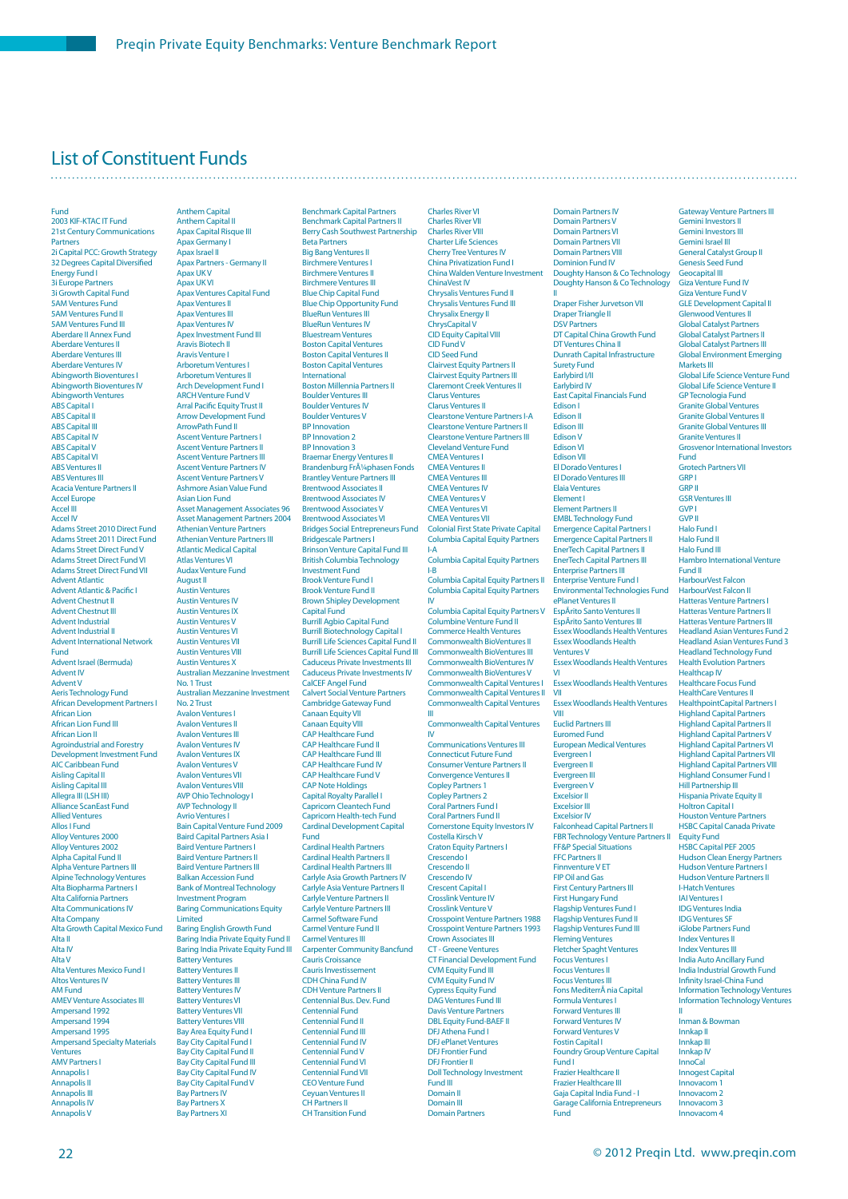# List of Constituent Funds

Fund
2003 KIF-KTAC IT Fund
21st Century Communications Partners
2i Capital PCC: Growth Strategy
32 Degrees Capital Diversified Energy Fund I
3i Europe Partners
3i Growth Capital Fund
5AM Ventures Fund
5AM Ventures Fund II
5AM Ventures Fund III
Aberdare II Annex Fund
Aberdare Ventures II
Aberdare Ventures III
Aberdare Ventures IV
Abingworth Bioventures I
Abingworth Bioventures IV
Abingworth Ventures
ABS Capital I
ABS Capital II
ABS Capital III
ABS Capital IV
ABS Capital V
ABS Capital VI
ABS Ventures II
ABS Ventures III
Acacia Venture Partners II
Accel Europe
Accel III
Accel IV
Adams Street 2010 Direct Fund
Adams Street 2011 Direct Fund
Adams Street Direct Fund V
Adams Street Direct Fund VI
Adams Street Direct Fund VII
Advent Atlantic
Advent Atlantic & Pacific I
Advent Chestnut II
Advent Chestnut III
Advent Industrial
Advent Industrial II
Advent International Network Fund
Advent Israel (Bermuda)
Advent IV
Advent V
Aeris Technology Fund
African Development Partners I
African Lion
African Lion Fund III
African Lion II
Agroindustrial and Forestry Development Investment Fund
AIC Caribbean Fund
Aisling Capital II
Aisling Capital III
Allegra III (LSH III)
Alliance ScanEast Fund
Allied Ventures
Allos I Fund
Alloy Ventures 2000
Alloy Ventures 2002
Alpha Capital Fund II
Alpha Venture Partners III
Alpine Technology Ventures
Alta Biopharma Partners I
Alta California Partners
Alta Communications IV
Alta Company
Alta Growth Capital Mexico Fund
Alta II
Alta IV
Alta V
Alta Ventures Mexico Fund I
Altos Ventures IV
AM Fund
AMEV Venture Associates III
Ampersand 1992
Ampersand 1994
Ampersand 1995
Ampersand Specialty Materials Ventures
AMV Partners I
Annapolis I
Annapolis II
Annapolis III
Annapolis IV
Annapolis V
Anthem Capital
Anthem Capital II
Apax Capital Risque III
Apax Germany I
Apax Israel II
Apax Partners - Germany II
Apax UK V
Apax UK VI
Apax Ventures Capital Fund
Apax Ventures II
Apax Ventures III
Apax Ventures IV
Apex Investment Fund III
Aravis Biotech II
Aravis Venture I
Arboretum Ventures I
Arboretum Ventures II
Arch Development Fund I
ARCH Venture Fund V
Arral Pacific Equity Trust II
Arrow Development Fund
ArrowPath Fund II
Ascent Venture Partners I
Ascent Venture Partners II
Ascent Venture Partners III
Ascent Venture Partners IV
Ascent Venture Partners V
Ashmore Asian Value Fund
Asian Lion Fund
Asset Management Associates 96
Asset Management Partners 2004
Athenian Venture Partners
Athenian Venture Partners III
Atlantic Medical Capital
Atlas Ventures VI
Audax Venture Fund
August II
Austin Ventures
Austin Ventures IV
Austin Ventures IX
Austin Ventures V
Austin Ventures VI
Austin Ventures VII
Austin Ventures VIII
Austin Ventures X
Australian Mezzanine Investment No. 1 Trust
Australian Mezzanine Investment No. 2 Trust
Avalon Ventures I
Avalon Ventures II
Avalon Ventures III
Avalon Ventures IV
Avalon Ventures IX
Avalon Ventures V
Avalon Ventures VII
Avalon Ventures VIII
AVP Ohio Technology I
AVP Technology II
Avrio Ventures I
Bain Capital Venture Fund 2009
Baird Capital Partners Asia I
Baird Venture Partners I
Baird Venture Partners II
Baird Venture Partners III
Balkan Accession Fund
Bank of Montreal Technology Investment Program
Baring Communications Equity Limited
Baring English Growth Fund
Baring India Private Equity Fund II
Baring India Private Equity Fund III
Battery Ventures
Battery Ventures II
Battery Ventures III
Battery Ventures IV
Battery Ventures VI
Battery Ventures VII
Battery Ventures VIII
Bay Area Equity Fund I
Bay City Capital Fund I
Bay City Capital Fund II
Bay City Capital Fund III
Bay City Capital Fund IV
Bay City Capital Fund V
Bay Partners IV
Bay Partners X
Bay Partners XI
Benchmark Capital Partners
Benchmark Capital Partners II
Berry Cash Southwest Partnership
Beta Partners
Big Bang Ventures II
Birchmere Ventures I
Birchmere Ventures II
Birchmere Ventures III
Blue Chip Capital Fund
Blue Chip Opportunity Fund
BlueRun Ventures III
BlueRun Ventures IV
Bluestream Ventures
Boston Capital Ventures
Boston Capital Ventures II
Boston Capital Ventures International
Boston Millennia Partners II
Boulder Ventures III
Boulder Ventures IV
Boulder Ventures V
BP Innovation
BP Innovation 2
BP Innovation 3
Braemar Energy Ventures II
Brandenburg FrÃ¼hphasen Fonds
Brantley Venture Partners II
Brentwood Associates II
Brentwood Associates IV
Brentwood Associates V
Brentwood Associates VI
Bridges Social Entrepreneurs Fund
Bridgescale Partners I
Brinson Venture Capital Fund III
British Columbia Technology Investment Fund
Brook Venture Fund I
Brook Venture Fund II
Brown Shipley Development Capital Fund
Burrill Agbio Capital Fund
Burrill Biotechnology Capital I
Burrill Life Sciences Capital Fund II
Burrill Life Sciences Capital Fund III
Caduceus Private Investments III
Caduceus Private Investments IV
CalCEF Angel Fund
Calvert Social Venture Partners
Cambridge Gateway Fund
Canaan Equity VII
Canaan Equity VIII
CAP Healthcare Fund
CAP Healthcare Fund II
CAP Healthcare Fund III
CAP Healthcare Fund IV
CAP Healthcare Fund V
CAP Note Holdings
Capital Royalty Parallel I
Capricorn Cleantech Fund
Capricorn Health-tech Fund
Cardinal Development Capital Fund
Cardinal Health Partners
Cardinal Health Partners II
Cardinal Health Partners III
Carlyle Asia Growth Partners IV
Carlyle Asia Venture Partners II
Carlyle Venture Partners II
Carlyle Venture Partners III
Carmel Software Fund
Carmel Venture Fund II
Carmel Ventures III
Carpenter Community Bancfund
Cauris Croissance
Cauris Investissement
CDH China Fund IV
CDH Venture Partners II
Centennial Bus. Dev. Fund
Centennial Fund
Centennial Fund II
Centennial Fund III
Centennial Fund IV
Centennial Fund V
Centennial Fund VI
Centennial Fund VII
CEO Venture Fund
Ceyuan Ventures II
CH Partners II
CH Transition Fund
Charles River VI
Charles River VII
Charles River VIII
Charter Life Sciences
Cherry Tree Ventures IV
China Privatization Fund I
China Walden Venture Investment
ChinaVest IV
Chrysalis Ventures Fund II
Chrysalis Ventures Fund III
Chrysalix Energy II
ChrysCapital V
CID Equity Capital VIII
CID Fund V
CID Seed Fund
Clairvest Equity Partners II
Clairvest Equity Partners III
Claremont Creek Ventures II
Clarus Ventures
Clarus Ventures II
Clearstone Venture Partners I-A
Clearstone Venture Partners II
Clearstone Venture Partners III
Cleveland Venture Fund
CMEA Ventures I
CMEA Ventures II
CMEA Ventures III
CMEA Ventures IV
CMEA Ventures V
CMEA Ventures VI
CMEA Ventures VII
Colonial First State Private Capital
Columbia Capital Equity Partners I-A
Columbia Capital Equity Partners I-B
Columbia Capital Equity Partners II
Columbia Capital Equity Partners IV
Columbia Capital Equity Partners V
Columbine Venture Fund II
Commerce Health Ventures
Commonwealth BioVentures II
Commonwealth BioVentures III
Commonwealth BioVentures IV
Commonwealth BioVentures V
Commonwealth Capital Ventures I
Commonwealth Capital Ventures II
Commonwealth Capital Ventures III
Commonwealth Capital Ventures IV
Communications Ventures III
Connecticut Future Fund
Consumer Venture Partners II
Convergence Ventures II
Copley Partners 1
Copley Partners 2
Coral Partners Fund I
Coral Partners Fund II
Cornerstone Equity Investors IV
Costella Kirsch V
Craton Equity Partners I
Crescendo I
Crescendo II
Crescendo IV
Crescent Capital I
Crosslink Venture IV
Crosslink Venture V
Crosspoint Venture Partners 1988
Crosspoint Venture Partners 1993
Crown Associates III
CT - Greene Ventures
CT Financial Development Fund
CVM Equity Fund III
CVM Equity Fund IV
Cypress Equity Fund
DAG Ventures Fund III
Davis Venture Partners
DBL Equity Fund-BAEF II
DFJ Athena Fund I
DFJ ePlanet Ventures
DFJ Frontier Fund
DFJ Frontier II
Doll Technology Investment Fund III
Domain II
Domain III
Domain Partners
Domain Partners IV
Domain Partners V
Domain Partners VI
Domain Partners VII
Domain Partners VIII
Dominion Fund IV
Doughty Hanson & Co Technology
Doughty Hanson & Co Technology II
Draper Fisher Jurvetson VII
Draper Triangle II
DSV Partners
DT Capital China Growth Fund
DT Ventures China II
Dunrath Capital Infrastructure Surety Fund
Earlybird I/II
Earlybird IV
East Capital Financials Fund
Edison I
Edison II
Edison III
Edison V
Edison VI
Edison VII
El Dorado Ventures I
El Dorado Ventures III
Elaia Ventures
Element I
Element Partners II
EMBL Technology Fund
Emergence Capital Partners I
Emergence Capital Partners II
EnerTech Capital Partners II
EnerTech Capital Partners III
Enterprise Partners III
Enterprise Venture Fund I
Environmental Technologies Fund
ePlanet Ventures II
EspÃrito Santo Ventures II
EspÃrito Santo Ventures III
Essex Woodlands Health Ventures
Essex Woodlands Health Ventures V
Essex Woodlands Health Ventures VI
Essex Woodlands Health Ventures VII
Essex Woodlands Health Ventures VIII
Euclid Partners III
Euromed Fund
European Medical Ventures
Evergreen I
Evergreen II
Evergreen III
Evergreen V
Excelsior II
Excelsior III
Excelsior IV
Falconhead Capital Partners II
FBR Technology Venture Partners II
FF&P Special Situations
FFC Partners II
Finnventure V ET
FIP Oil and Gas
First Century Partners III
First Hungary Fund
Flagship Ventures Fund I
Flagship Ventures Fund II
Flagship Ventures Fund III
Fleming Ventures
Fletcher Spaght Ventures
Focus Ventures I
Focus Ventures II
Focus Ventures III
Fons MediterrÃ nia Capital
Formula Ventures I
Forward Ventures III
Forward Ventures IV
Forward Ventures V
Fostin Capital I
Foundry Group Venture Capital Fund I
Frazier Healthcare II
Frazier Healthcare III
Gaja Capital India Fund - I
Garage California Entrepreneurs Fund
Gateway Venture Partners III
Gemini Investors II
Gemini Investors III
Gemini Israel III
General Catalyst Group II
Genesis Seed Fund
Geocapital III
Giza Venture Fund IV
Giza Venture Fund V
GLE Development Capital II
Glenwood Ventures II
Global Catalyst Partners
Global Catalyst Partners II
Global Catalyst Partners III
Global Environment Emerging Markets III
Global Life Science Venture Fund
Global Life Science Venture II
GP Tecnologia Fund
Granite Global Ventures
Granite Global Ventures II
Granite Global Ventures III
Granite Ventures II
Grosvenor International Investors Fund
Grotech Partners VII
GRP I
GRP II
GSR Ventures III
GVP I
GVP II
Halo Fund I
Halo Fund II
Halo Fund III
Hambro International Venture Fund II
HarbourVest Falcon
HarbourVest Falcon II
Hatteras Venture Partners I
Hatteras Venture Partners II
Hatteras Venture Partners III
Headland Asian Ventures Fund 2
Headland Asian Ventures Fund 3
Headland Technology Fund
Health Evolution Partners
Healthcap IV
Healthcare Focus Fund
HealthCare Ventures II
HealthpointCapital Partners I
Highland Capital Partners
Highland Capital Partners II
Highland Capital Partners V
Highland Capital Partners VI
Highland Capital Partners VII
Highland Capital Partners VIII
Highland Consumer Fund I
Hill Partnership III
Hispania Private Equity II
Holtron Capital I
Houston Venture Partners
HSBC Capital Canada Private Equity Fund
HSBC Capital PEF 2005
Hudson Clean Energy Partners
Hudson Venture Partners I
Hudson Venture Partners II
I-Hatch Ventures
IAI Ventures I
IDG Ventures India
IDG Ventures SF
iGlobe Partners Fund
Index Ventures II
Index Ventures III
India Auto Ancillary Fund
India Industrial Growth Fund
Infinity Israel-China Fund
Information Technology Ventures
Information Technology Ventures II
Inman & Bowman
Innkap II
Innkap III
Innkap IV
InnoCal
Innogest Capital
Innovacom 1
Innovacom 2
Innovacom 3
Innovacom 4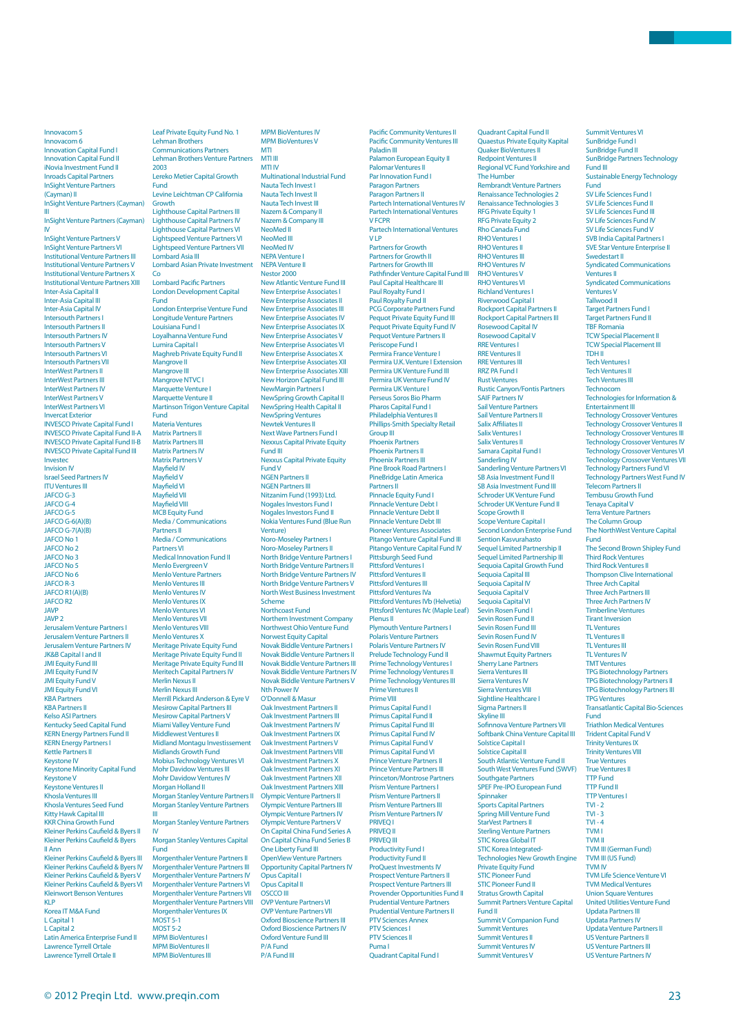Innovacom 5
Innovacom 6
Innovation Capital Fund I
Innovation Capital Fund II
iNovia Investment Fund II
Inroads Capital Partners
InSight Venture Partners (Cayman) II
InSight Venture Partners (Cayman) III
InSight Venture Partners (Cayman) IV
InSight Venture Partners V
InSight Venture Partners VI
Institutional Venture Partners III
Institutional Venture Partners V
Institutional Venture Partners X
Institutional Venture Partners XIII
Inter-Asia Capital II
Inter-Asia Capital III
Inter-Asia Capital IV
Intersouth Partners I
Intersouth Partners II
Intersouth Partners IV
Intersouth Partners V
Intersouth Partners VI
Intersouth Partners VII
InterWest Partners II
InterWest Partners III
InterWest Partners IV
InterWest Partners V
InterWest Partners VI
Invercat Exterior
INVESCO Private Capital Fund I
INVESCO Private Capital Fund II-A
INVESCO Private Capital Fund II-B
INVESCO Private Capital Fund III
Investec
Invision IV
Israel Seed Partners IV
ITU Ventures III
JAFCO G-3
JAFCO G-4
JAFCO G-5
JAFCO G-6(A)(B)
JAFCO G-7(A)(B)
JAFCO No 1
JAFCO No 2
JAFCO No 3
JAFCO No 5
JAFCO No 6
JAFCO R-3
JAFCO R1(A)(B)
JAFCO R2
JAVP
JAVP 2
Jerusalem Venture Partners I
Jerusalem Venture Partners II
Jerusalem Venture Partners IV
JK&B Capital I and II
JMI Equity Fund III
JMI Equity Fund IV
JMI Equity Fund V
JMI Equity Fund VI
KBA Partners
KBA Partners II
Kelso ASI Partners
Kentucky Seed Capital Fund
KERN Energy Partners Fund II
KERN Energy Partners I
Kettle Partners II
Keystone IV
Keystone Minority Capital Fund
Keystone V
Keystone Ventures II
Khosla Ventures III
Khosla Ventures Seed Fund
Kitty Hawk Capital III
KKR China Growth Fund
Kleiner Perkins Caufield & Byers II
Kleiner Perkins Caufield & Byers II Ann
Kleiner Perkins Caufield & Byers III
Kleiner Perkins Caufield & Byers IV
Kleiner Perkins Caufield & Byers V
Kleiner Perkins Caufield & Byers VI
Kleinwort Benson Ventures
KLP
Korea IT M&A Fund
L Capital 1
L Capital 2
Latin America Enterprise Fund II
Lawrence Tyrrell Ortale
Lawrence Tyrrell Ortale II
Leaf Private Equity Fund No. 1
Lehman Brothers Communications Partners
Lehman Brothers Venture Partners 2003
Lereko Metier Capital Growth Fund
Levine Leichtman CP California Growth
Lighthouse Capital Partners III
Lighthouse Capital Partners IV
Lighthouse Capital Partners VI
Lightspeed Venture Partners VI
Lightspeed Venture Partners VII
Lombard Asia III
Lombard Asian Private Investment Co
Lombard Pacific Partners
London Development Capital Fund
London Enterprise Venture Fund
Longitude Venture Partners
Louisiana Fund I
Loyalhanna Venture Fund
Lumira Capital I
Maghreb Private Equity Fund II
Mangrove II
Mangrove III
Mangrove NTVC I
Marquette Venture I
Marquette Venture II
Martinson Trigon Venture Capital Fund
Materia Ventures
Matrix Partners II
Matrix Partners III
Matrix Partners IV
Matrix Partners V
Mayfield IV
Mayfield V
Mayfield VI
Mayfield VII
Mayfield VIII
MCB Equity Fund
Media / Communications Partners II
Media / Communications Partners VI
Medical Innovation Fund II
Menlo Evergreen V
Menlo Venture Partners
Menlo Ventures III
Menlo Ventures IV
Menlo Ventures IX
Menlo Ventures VI
Menlo Ventures VII
Menlo Ventures VIII
Menlo Ventures X
Meritage Private Equity Fund
Meritage Private Equity Fund II
Meritage Private Equity Fund III
Meritech Capital Partners IV
Merlin Nexus II
Merlin Nexus III
Merrill Pickard Anderson & Eyre V
Mesirow Capital Partners III
Mesirow Capital Partners V
Miami Valley Venture Fund
Middlewest Ventures II
Midland Montagu Investissement
Midlands Growth Fund
Mobius Technology Ventures VI
Mohr Davidow Ventures III
Mohr Davidow Ventures IV
Morgan Holland II
Morgan Stanley Venture Partners II
Morgan Stanley Venture Partners III
Morgan Stanley Venture Partners IV
Morgan Stanley Ventures Capital Fund
Morgenthaler Venture Partners II
Morgenthaler Venture Partners III
Morgenthaler Venture Partners V
Morgenthaler Venture Partners VI
Morgenthaler Venture Partners VII
Morgenthaler Venture Partners VIII
Morgenthaler Ventures IX
MOST S-1
MOST S-2
MPM BioVentures I
MPM BioVentures II
MPM BioVentures III
MPM BioVentures IV
MPM BioVentures V
MTI
MTI III
MTI IV
Multinational Industrial Fund
Nauta Tech Invest I
Nauta Tech Invest II
Nauta Tech Invest III
Nazem & Company II
Nazem & Company III
NeoMed II
NeoMed III
NeoMed IV
NEPA Venture I
NEPA Venture II
Nestor 2000
New Atlantic Venture Fund III
New Enterprise Associates I
New Enterprise Associates II
New Enterprise Associates III
New Enterprise Associates IX
New Enterprise Associates V
New Enterprise Associates VI
New Enterprise Associates X
New Enterprise Associates XII
New Enterprise Associates XIII
New Horizon Capital Fund III
NewMargin Partners I
NewSpring Growth Capital II
NewSpring Health Capital II
NewSpring Ventures
Newtek Ventures II
Next Wave Partners Fund
Nexxus Capital Private Equity Fund III
Nexxus Capital Private Equity Fund V
NGEN Partners II
NGEN Partners III
Nitzanim Fund (1993) Ltd.
Nogales Investors Fund I
Nogales Investors Fund II
Nokia Ventures Fund (Blue Run Venture)
Noro-Moseley Partners I
Noro-Moseley Partners II
North Bridge Venture Partners I
North Bridge Venture Partners II
North Bridge Venture Partners IV
North Bridge Venture Partners V
North West Business Investment Scheme
Northcoast Fund
Northern Investment Company
Northwest Ohio Venture Fund
Norwest Equity Capital
Novak Biddle Venture Partners I
Novak Biddle Venture Partners II
Novak Biddle Venture Partners III
Novak Biddle Venture Partners IV
Novak Biddle Venture Partners V
Nth Power IV
O'Donnell & Masur
Oak Investment Partners II
Oak Investment Partners III
Oak Investment Partners IV
Oak Investment Partners V
Oak Investment Partners VIII
Oak Investment Partners X
Oak Investment Partners XI
Oak Investment Partners XII
Oak Investment Partners XIII
Olympic Venture Partners II
Olympic Venture Partners III
Olympic Venture Partners IV
Olympic Venture Partners V
On Capital China Fund Series A
On Capital China Fund Series B
One Liberty Fund III
OpenView Venture Partners
Opportunity Capital Partners IV
Opus Capital I
Opus Capital II
OSCCO III
OVP Venture Partners VI
OVP Venture Partners VII
Oxford Bioscience Partners III
Oxford Bioscience Partners IV
Oxford Venture Fund III
P/A Fund
P/A Fund III
Pacific Community Ventures II
Pacific Community Ventures III
Paladin III
Palamon European Equity II
Palomar Ventures II
Par Innovation Fund I
Paragon Partners
Paragon Partners II
Partech International Ventures IV
Partech International Ventures V FCPR
Partech International Ventures V LP
Partners for Growth
Partners for Growth II
Partners for Growth III
Pathfinder Venture Capital Fund III
Paul Capital Healthcare III
Paul Royalty Fund I
Paul Royalty Fund II
PCG Corporate Partners Fund
Pequot Private Equity Fund III
Pequot Private Equity Fund IV
Pequot Venture Partners II
Periscope Fund I
Permira France Venture I
Permira U.K. Venture I Extension
Permira UK Venture Fund III
Permira UK Venture Fund IV
Permira UK Venture I
Perseus Soros Bio Pharm
Pharos Capital Fund I
Philadelphia Ventures II
Phillips-Smith Specialty Retail Group III
Phoenix Partners
Phoenix Partners II
Phoenix Partners III
Pine Brook Road Partners I
PineBridge Latin America Partners II
Pinnacle Equity Fund I
Pinnacle Venture Debt I
Pinnacle Venture Debt II
Pinnacle Venture Debt III
Pioneer Ventures Associates
Pitango Venture Capital Fund III
Pitango Venture Capital Fund IV
Pittsburgh Seed Fund
Pittsford Ventures I
Pittsford Ventures II
Pittsford Ventures III
Pittsford Ventures IVa
Pittsford Ventures IVb (Helvetia)
Pittsford Ventures IVc (Maple Leaf)
Plenus II
Plymouth Venture Partners I
Polaris Venture Partners
Polaris Venture Partners IV
Prelude Technology Fund II
Prime Technology Ventures I
Prime Technology Ventures II
Prime Technology Ventures III
Prime Ventures II
Prime VIII
Primus Capital Fund I
Primus Capital Fund II
Primus Capital Fund III
Primus Capital Fund IV
Primus Capital Fund V
Primus Capital Fund VI
Prince Venture Partners II
Prince Venture Partners III
Princeton/Montrose Partners
Prism Venture Partners I
Prism Venture Partners II
Prism Venture Partners III
Prism Venture Partners IV
PRIVEQ I
PRIVEQ II
PRIVEQ III
Productivity Fund I
Productivity Fund II
ProQuest Investments IV
Prospect Venture Partners II
Prospect Venture Partners III
Provender Opportunities Fund II
Prudential Venture Partners
Prudential Venture Partners II
PTV Sciences Annex
PTV Sciences I
PTV Sciences II
Puma I
Quadrant Capital Fund I
Quadrant Capital Fund II
Quaestus Private Equity Kapital
Quaker BioVentures II
Redpoint Ventures II
Regional VC Fund Yorkshire and The Humber
Rembrandt Venture Partners
Renaissance Technologies 2
Renaissance Technologies 3
RFG Private Equity 1
RFG Private Equity 2
Rho Canada Fund
RHO Ventures I
RHO Ventures II
RHO Ventures III
RHO Ventures IV
RHO Ventures V
RHO Ventures VI
Richland Ventures I
Riverwood Capital I
Rockport Capital Partners II
Rockport Capital Partners III
Rosewood Capital IV
Rosewood Capital V
RRE Ventures I
RRE Ventures II
RRE Ventures III
RRZ PA Fund I
Rust Ventures
Rustic Canyon/Fontis Partners
SAIF Partners IV
Sail Venture Partners
Sail Venture Partners II
Salix Affiliates II
Salix Ventures I
Salix Ventures II
Samara Capital Fund I
Sanderling IV
Sanderling Venture Partners VI
SB Asia Investment Fund II
SB Asia Investment Fund III
Schroder UK Venture Fund
Schroder UK Venture Fund II
Scope Growth II
Scope Venture Capital I
Second London Enterprise Fund
Sention Kasvurahasto
Sequel Limited Partnership II
Sequel Limited Partnership III
Sequoia Capital Growth Fund
Sequoia Capital III
Sequoia Capital IV
Sequoia Capital V
Sequoia Capital VI
Sevin Rosen Fund I
Sevin Rosen Fund II
Sevin Rosen Fund III
Sevin Rosen Fund IV
Sevin Rosen Fund VIII
Shawmut Equity Partners
Sherry Lane Partners
Sierra Ventures III
Sierra Ventures IV
Sierra Ventures VIII
Sightline Healthcare I
Sigma Partners II
Skyline III
Sofinnova Venture Partners VII
Softbank China Venture Capital III
Solstice Capital I
Solstice Capital II
South Atlantic Venture Fund II
South West Ventures Fund (SWVF)
Southgate Partners
SPEF Pre-IPO European Fund
Spinnaker
Sports Capital Partners
Spring Mill Venture Fund
StarVest Partners II
Sterling Venture Partners
STIC Korea Global IT
STIC Korea Integrated-Technologies New Growth Engine Private Equity Fund
STIC Pioneer Fund
STIC Pioneer Fund II
Stratus Growth Capital
Summit Partners Venture Capital Fund II
Summit V Companion Fund
Summit Ventures I
Summit Ventures II
Summit Ventures IV
Summit Ventures V
Summit Ventures VI
SunBridge Fund I
SunBridge Fund II
SunBridge Partners Technology Fund III
Sustainable Energy Technology Fund
SV Life Sciences Fund I
SV Life Sciences Fund II
SV Life Sciences Fund III
SV Life Sciences Fund IV
SV Life Sciences Fund V
SVB India Capital Partners I
SVE Star Venture Enterprise II
Swedestart II
Syndicated Communications Ventures II
Syndicated Communications Ventures V
Tallwood II
Target Partners Fund I
Target Partners Fund II
TBF Romania
TCW Special Placement II
TCW Special Placement III
TDH II
Tech Ventures I
Tech Ventures II
Tech Ventures III
Technocom
Technologies for Information & Entertainment III
Technology Crossover Ventures
Technology Crossover Ventures II
Technology Crossover Ventures III
Technology Crossover Ventures IV
Technology Crossover Ventures VI
Technology Crossover Ventures VII
Technology Partners Fund VI
Technology Partners West Fund IV
Telecom Partners II
Tembusu Growth Fund
Tenaya Capital V
Terra Venture Partners
The Column Group
The NorthWest Venture Capital Fund
The Second Brown Shipley Fund
Third Rock Ventures
Third Rock Ventures II
Thompson Clive International
Three Arch Capital
Three Arch Partners III
Three Arch Partners IV
Timberline Ventures
Tirant Inversion
TL Ventures
TL Ventures II
TL Ventures III
TL Ventures IV
TMT Ventures
TPG Biotechnology Partners
TPG Biotechnology Partners II
TPG Biotechnology Partners III
TPG Ventures
Transatlantic Capital Bio-Sciences Fund
Triathlon Medical Ventures
Trident Capital Fund V
Trinity Ventures IX
Trinity Ventures VIII
True Ventures
True Ventures II
TTP Fund
TTP Fund II
TTP Ventures I
TVI - 2
TVI - 3
TVI - 4
TVM I
TVM II
TVM III (German Fund)
TVM III (US Fund)
TVM IV
TVM Life Science Venture VI
TVM Medical Ventures
Union Square Ventures
United Utilities Venture Fund
Updata Partners III
Updata Partners IV
Updata Venture Partners II
US Venture Partners II
US Venture Partners III
US Venture Partners IV

© 2012 Preqin Ltd. www.preqin.com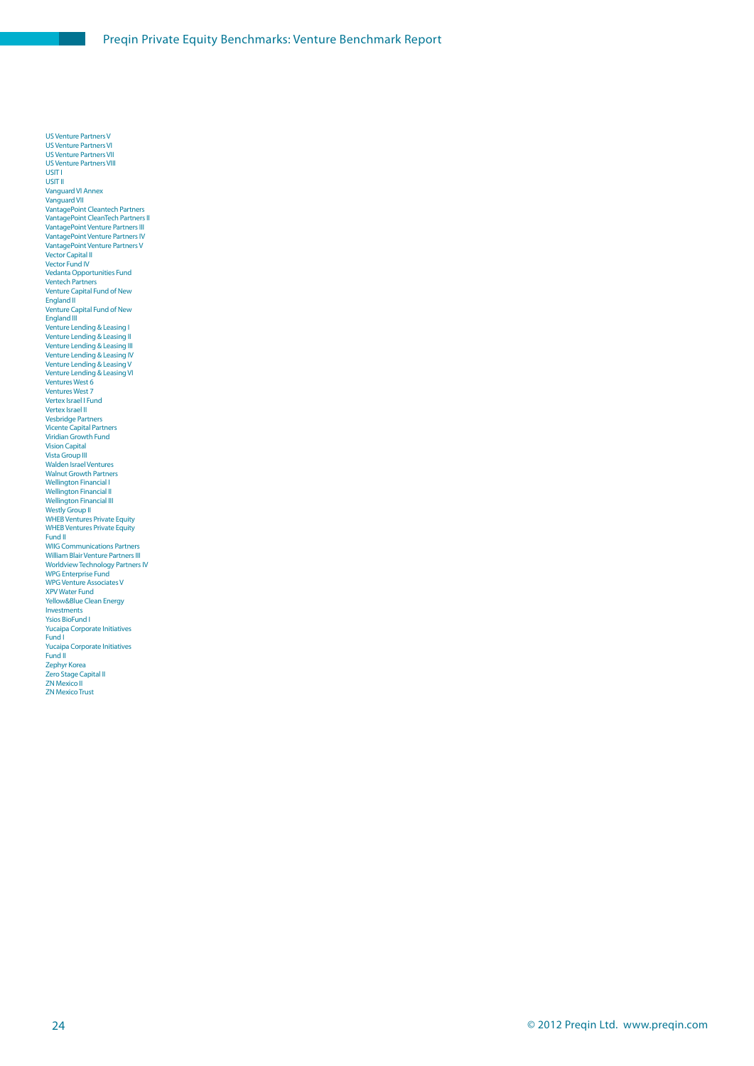US Venture Partners V
US Venture Partners VI
US Venture Partners VII
US Venture Partners VIII
USIT I
USIT II
Vanguard VI Annex
Vanguard VII
VantagePoint Cleantech Partners
VantagePoint CleanTech Partners II
VantagePoint Venture Partners III
VantagePoint Venture Partners IV
VantagePoint Venture Partners V
Vector Capital II
Vector Fund IV
Vedanta Opportunities Fund
Ventech Partners
Venture Capital Fund of New England II
Venture Capital Fund of New England III
Venture Lending & Leasing I
Venture Lending & Leasing II
Venture Lending & Leasing III
Venture Lending & Leasing IV
Venture Lending & Leasing V
Venture Lending & Leasing VI
Ventures West 6
Ventures West 7
Vertex Israel I Fund
Vertex Israel II
Vesbridge Partners
Vicente Capital Partners
Viridian Growth Fund
Vision Capital
Vista Group III
Walden Israel Ventures
Walnut Growth Partners
Wellington Financial I
Wellington Financial II
Wellington Financial III
Westly Group II
WHEB Ventures Private Equity
WHEB Ventures Private Equity Fund II
WIIG Communications Partners
William Blair Venture Partners III
Worldview Technology Partners IV
WPG Enterprise Fund
WPG Venture Associates V
XPV Water Fund
Yellow&Blue Clean Energy Investments
Ysios BioFund I
Yucaipa Corporate Initiatives Fund I
Yucaipa Corporate Initiatives Fund II
Zephyr Korea
Zero Stage Capital II
ZN Mexico II
ZN Mexico Trust